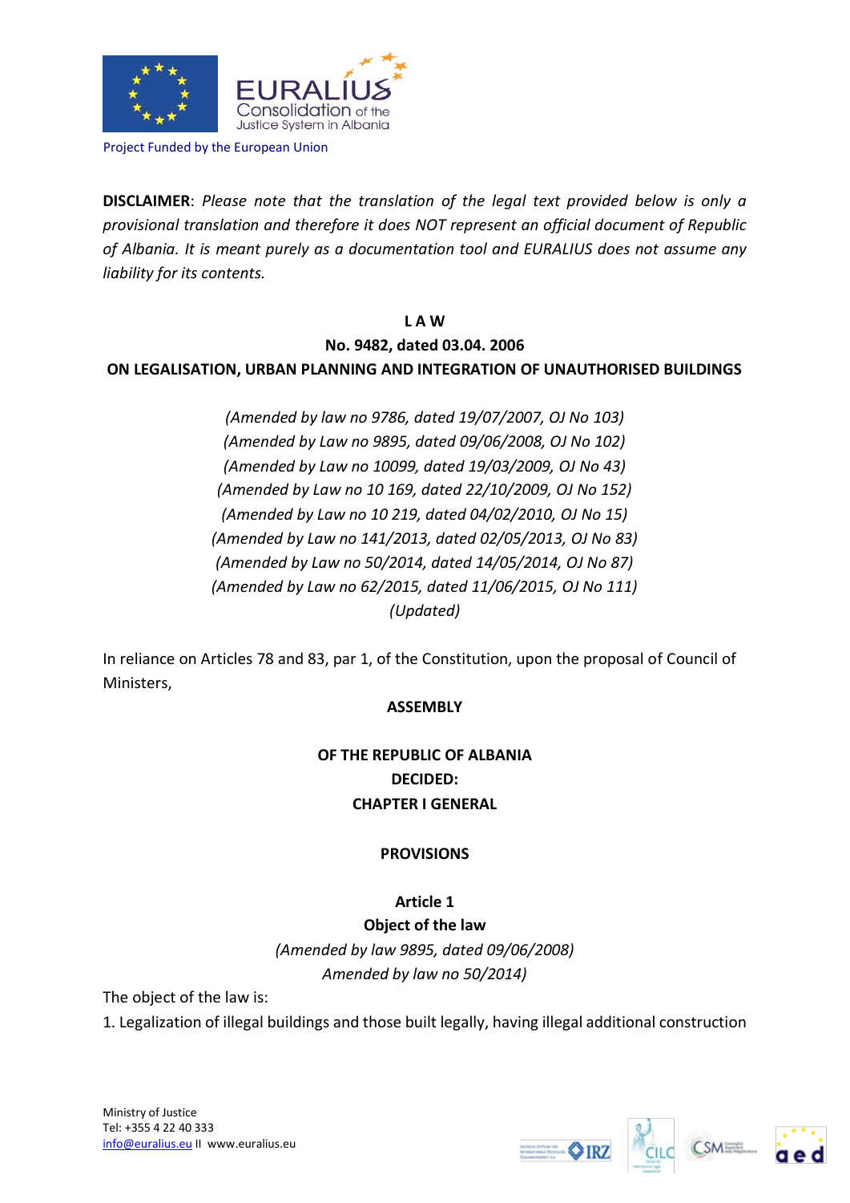Project Funded by the European Union

**DISCLAIMER**: *Please note that the translation of the legal text provided below is only a provisional translation and therefore it does NOT represent an official document of Republic of Albania. It is meant purely as a documentation tool and EURALIUS does not assume any liability for its contents.*

# L A W

## No. 9482, dated 03.04. 2006

## ON LEGALISATION, URBAN PLANNING AND INTEGRATION OF UNAUTHORISED BUILDINGS

*(Amended by law no 9786, dated 19/07/2007, OJ No 103)*
*(Amended by Law no 9895, dated 09/06/2008, OJ No 102)*
*(Amended by Law no 10099, dated 19/03/2009, OJ No 43)*
*(Amended by Law no 10 169, dated 22/10/2009, OJ No 152)*
*(Amended by Law no 10 219, dated 04/02/2010, OJ No 15)*
*(Amended by Law no 141/2013, dated 02/05/2013, OJ No 83)*
*(Amended by Law no 50/2014, dated 14/05/2014, OJ No 87)*
*(Amended by Law no 62/2015, dated 11/06/2015, OJ No 111)*
*(Updated)*

In reliance on Articles 78 and 83, par 1, of the Constitution, upon the proposal of Council of Ministers,

**ASSEMBLY**

**OF THE REPUBLIC OF ALBANIA**
**DECIDED:**

## CHAPTER I GENERAL

## PROVISIONS

### Article 1
### Object of the law

*(Amended by law 9895, dated 09/06/2008)*
*Amended by law no 50/2014)*

The object of the law is:

1. Legalization of illegal buildings and those built legally, having illegal additional construction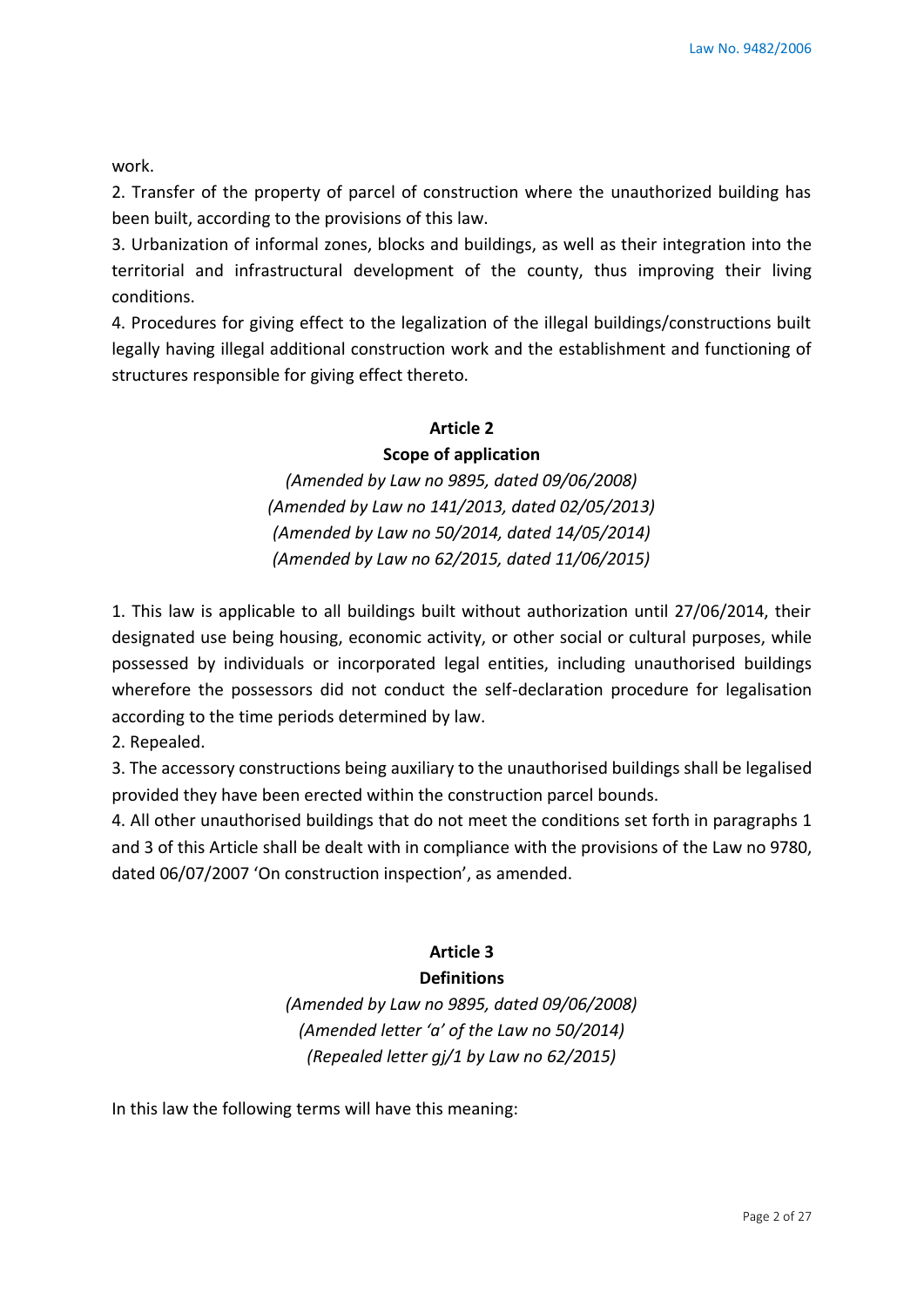work.

2. Transfer of the property of parcel of construction where the unauthorized building has been built, according to the provisions of this law.
3. Urbanization of informal zones, blocks and buildings, as well as their integration into the territorial and infrastructural development of the county, thus improving their living conditions.
4. Procedures for giving effect to the legalization of the illegal buildings/constructions built legally having illegal additional construction work and the establishment and functioning of structures responsible for giving effect thereto.

### Article 2
### Scope of application

*(Amended by Law no 9895, dated 09/06/2008)*
*(Amended by Law no 141/2013, dated 02/05/2013)*
*(Amended by Law no 50/2014, dated 14/05/2014)*
*(Amended by Law no 62/2015, dated 11/06/2015)*

1. This law is applicable to all buildings built without authorization until 27/06/2014, their designated use being housing, economic activity, or other social or cultural purposes, while possessed by individuals or incorporated legal entities, including unauthorised buildings wherefore the possessors did not conduct the self-declaration procedure for legalisation according to the time periods determined by law.
2. Repealed.
3. The accessory constructions being auxiliary to the unauthorised buildings shall be legalised provided they have been erected within the construction parcel bounds.
4. All other unauthorised buildings that do not meet the conditions set forth in paragraphs 1 and 3 of this Article shall be dealt with in compliance with the provisions of the Law no 9780, dated 06/07/2007 'On construction inspection', as amended.

### Article 3
### Definitions

*(Amended by Law no 9895, dated 09/06/2008)*
*(Amended letter 'a' of the Law no 50/2014)*
*(Repealed letter gj/1 by Law no 62/2015)*

In this law the following terms will have this meaning: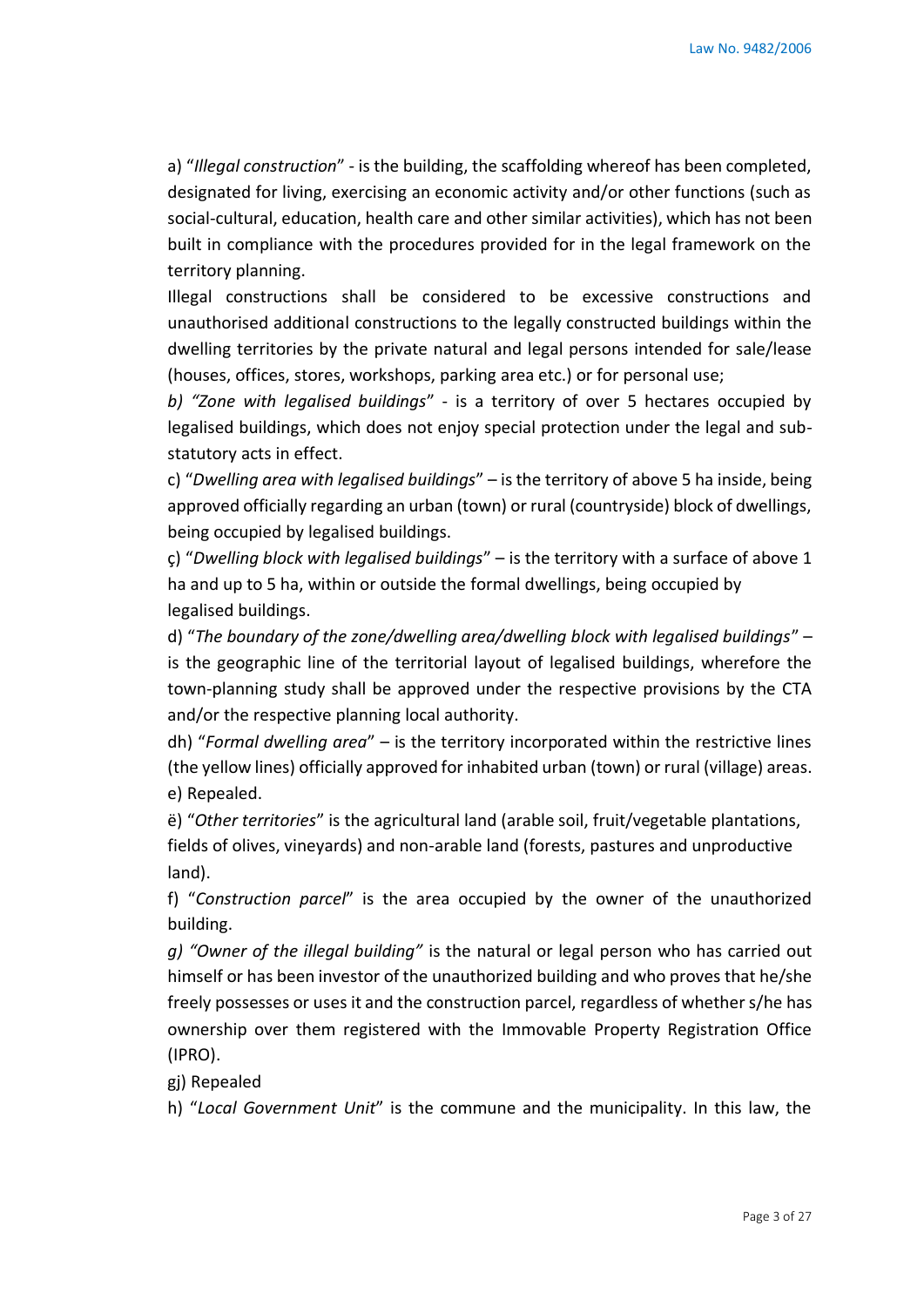a) "*Illegal construction*" - is the building, the scaffolding whereof has been completed, designated for living, exercising an economic activity and/or other functions (such as social-cultural, education, health care and other similar activities), which has not been built in compliance with the procedures provided for in the legal framework on the territory planning.

Illegal constructions shall be considered to be excessive constructions and unauthorised additional constructions to the legally constructed buildings within the dwelling territories by the private natural and legal persons intended for sale/lease (houses, offices, stores, workshops, parking area etc.) or for personal use;

*b) "Zone with legalised buildings*" - is a territory of over 5 hectares occupied by legalised buildings, which does not enjoy special protection under the legal and sub-statutory acts in effect.

c) "*Dwelling area with legalised buildings*" – is the territory of above 5 ha inside, being approved officially regarding an urban (town) or rural (countryside) block of dwellings, being occupied by legalised buildings.

ç) "*Dwelling block with legalised buildings*" – is the territory with a surface of above 1 ha and up to 5 ha, within or outside the formal dwellings, being occupied by legalised buildings.

d) "*The boundary of the zone/dwelling area/dwelling block with legalised buildings*" – is the geographic line of the territorial layout of legalised buildings, wherefore the town-planning study shall be approved under the respective provisions by the CTA and/or the respective planning local authority.

dh) "*Formal dwelling area*" – is the territory incorporated within the restrictive lines (the yellow lines) officially approved for inhabited urban (town) or rural (village) areas.

e) Repealed.

ë) "*Other territories*" is the agricultural land (arable soil, fruit/vegetable plantations, fields of olives, vineyards) and non-arable land (forests, pastures and unproductive land).

f) "*Construction parcel*" is the area occupied by the owner of the unauthorized building.

*g) "Owner of the illegal building"* is the natural or legal person who has carried out himself or has been investor of the unauthorized building and who proves that he/she freely possesses or uses it and the construction parcel, regardless of whether s/he has ownership over them registered with the Immovable Property Registration Office (IPRO).

gj) Repealed

h) "*Local Government Unit*" is the commune and the municipality. In this law, the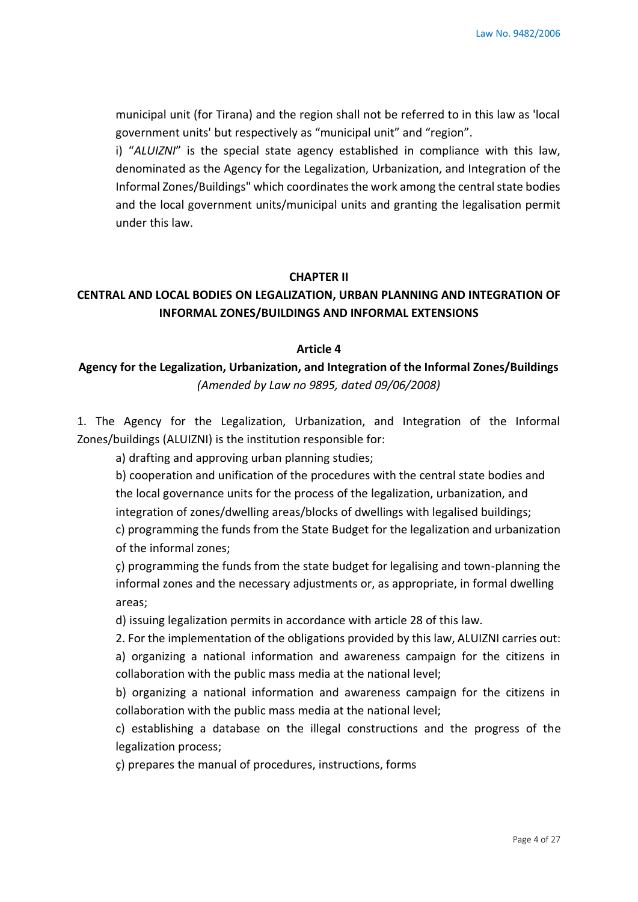municipal unit (for Tirana) and the region shall not be referred to in this law as 'local government units' but respectively as "municipal unit" and "region".

i) "*ALUIZNI*" is the special state agency established in compliance with this law, denominated as the Agency for the Legalization, Urbanization, and Integration of the Informal Zones/Buildings" which coordinates the work among the central state bodies and the local government units/municipal units and granting the legalisation permit under this law.

## CHAPTER II

## CENTRAL AND LOCAL BODIES ON LEGALIZATION, URBAN PLANNING AND INTEGRATION OF INFORMAL ZONES/BUILDINGS AND INFORMAL EXTENSIONS

### Article 4

### Agency for the Legalization, Urbanization, and Integration of the Informal Zones/Buildings

*(Amended by Law no 9895, dated 09/06/2008)*

1. The Agency for the Legalization, Urbanization, and Integration of the Informal Zones/buildings (ALUIZNI) is the institution responsible for:

a) drafting and approving urban planning studies;

b) cooperation and unification of the procedures with the central state bodies and the local governance units for the process of the legalization, urbanization, and integration of zones/dwelling areas/blocks of dwellings with legalised buildings;

c) programming the funds from the State Budget for the legalization and urbanization of the informal zones;

ç) programming the funds from the state budget for legalising and town-planning the informal zones and the necessary adjustments or, as appropriate, in formal dwelling areas;

d) issuing legalization permits in accordance with article 28 of this law.

2. For the implementation of the obligations provided by this law, ALUIZNI carries out:

a) organizing a national information and awareness campaign for the citizens in collaboration with the public mass media at the national level;

b) organizing a national information and awareness campaign for the citizens in collaboration with the public mass media at the national level;

c) establishing a database on the illegal constructions and the progress of the legalization process;

ç) prepares the manual of procedures, instructions, forms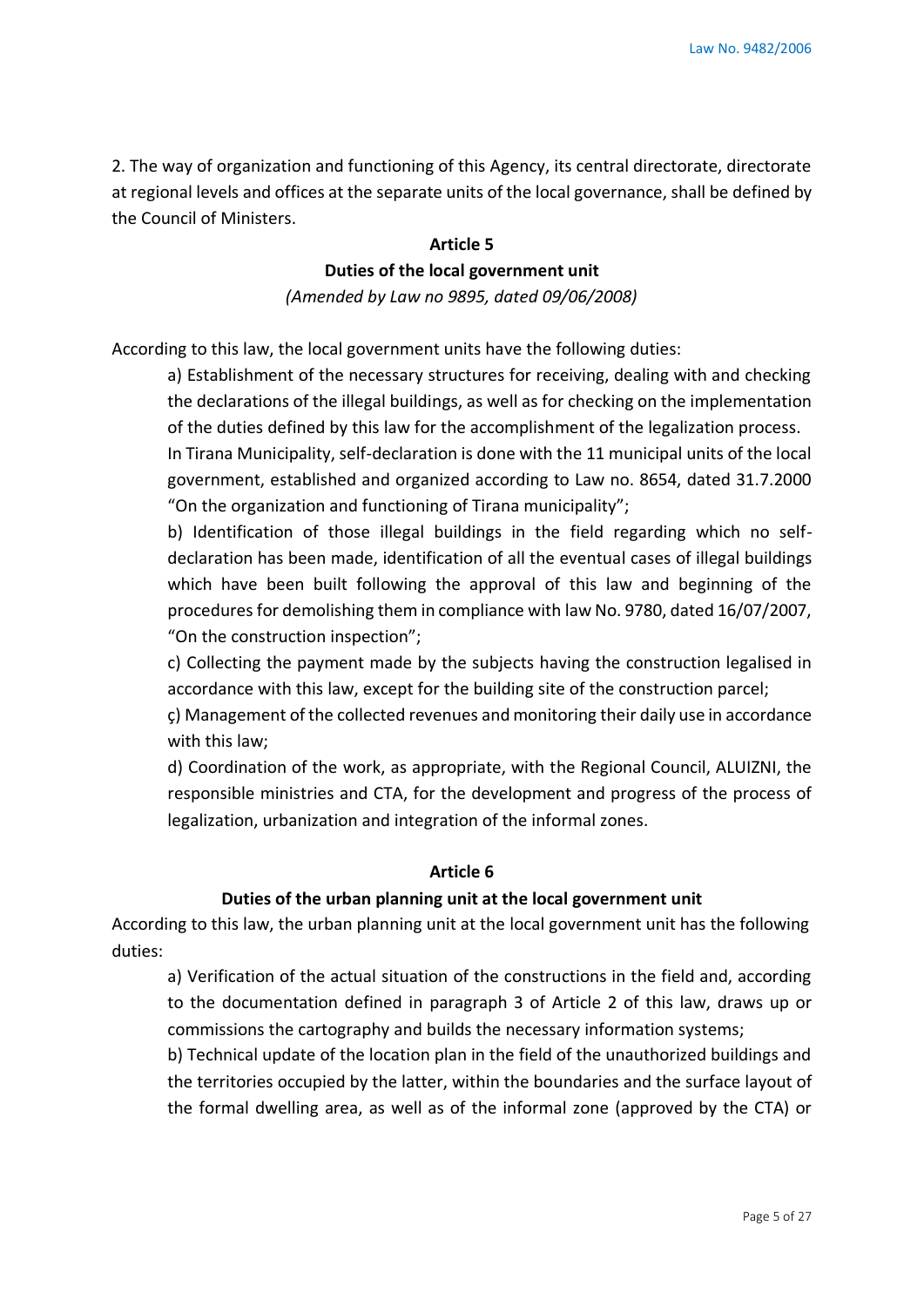2. The way of organization and functioning of this Agency, its central directorate, directorate at regional levels and offices at the separate units of the local governance, shall be defined by the Council of Ministers.

### Article 5
### Duties of the local government unit
*(Amended by Law no 9895, dated 09/06/2008)*

According to this law, the local government units have the following duties:

a) Establishment of the necessary structures for receiving, dealing with and checking the declarations of the illegal buildings, as well as for checking on the implementation of the duties defined by this law for the accomplishment of the legalization process.
In Tirana Municipality, self-declaration is done with the 11 municipal units of the local government, established and organized according to Law no. 8654, dated 31.7.2000 "On the organization and functioning of Tirana municipality";

b) Identification of those illegal buildings in the field regarding which no self-declaration has been made, identification of all the eventual cases of illegal buildings which have been built following the approval of this law and beginning of the procedures for demolishing them in compliance with law No. 9780, dated 16/07/2007, "On the construction inspection";

c) Collecting the payment made by the subjects having the construction legalised in accordance with this law, except for the building site of the construction parcel;

ç) Management of the collected revenues and monitoring their daily use in accordance with this law;

d) Coordination of the work, as appropriate, with the Regional Council, ALUIZNI, the responsible ministries and CTA, for the development and progress of the process of legalization, urbanization and integration of the informal zones.

### Article 6
### Duties of the urban planning unit at the local government unit

According to this law, the urban planning unit at the local government unit has the following duties:

a) Verification of the actual situation of the constructions in the field and, according to the documentation defined in paragraph 3 of Article 2 of this law, draws up or commissions the cartography and builds the necessary information systems;

b) Technical update of the location plan in the field of the unauthorized buildings and the territories occupied by the latter, within the boundaries and the surface layout of the formal dwelling area, as well as of the informal zone (approved by the CTA) or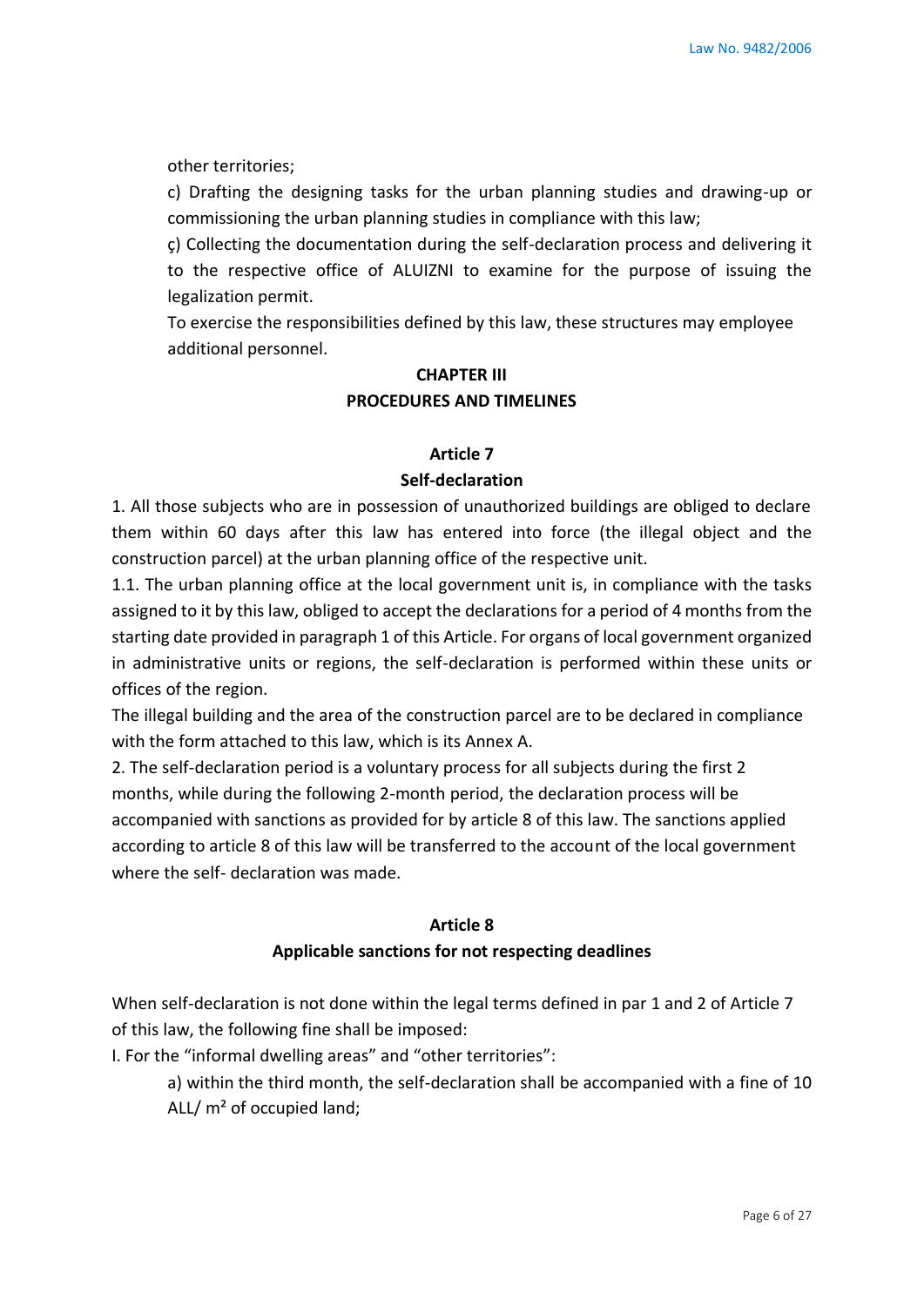other territories;

c) Drafting the designing tasks for the urban planning studies and drawing-up or commissioning the urban planning studies in compliance with this law;

ç) Collecting the documentation during the self-declaration process and delivering it to the respective office of ALUIZNI to examine for the purpose of issuing the legalization permit.

To exercise the responsibilities defined by this law, these structures may employee additional personnel.

## CHAPTER III
## PROCEDURES AND TIMELINES

### Article 7
### Self-declaration

1. All those subjects who are in possession of unauthorized buildings are obliged to declare them within 60 days after this law has entered into force (the illegal object and the construction parcel) at the urban planning office of the respective unit.

1.1. The urban planning office at the local government unit is, in compliance with the tasks assigned to it by this law, obliged to accept the declarations for a period of 4 months from the starting date provided in paragraph 1 of this Article. For organs of local government organized in administrative units or regions, the self-declaration is performed within these units or offices of the region.

The illegal building and the area of the construction parcel are to be declared in compliance with the form attached to this law, which is its Annex A.

2. The self-declaration period is a voluntary process for all subjects during the first 2 months, while during the following 2-month period, the declaration process will be accompanied with sanctions as provided for by article 8 of this law. The sanctions applied according to article 8 of this law will be transferred to the account of the local government where the self- declaration was made.

### Article 8
### Applicable sanctions for not respecting deadlines

When self-declaration is not done within the legal terms defined in par 1 and 2 of Article 7 of this law, the following fine shall be imposed:

I. For the "informal dwelling areas" and "other territories":

a) within the third month, the self-declaration shall be accompanied with a fine of 10 ALL/ m² of occupied land;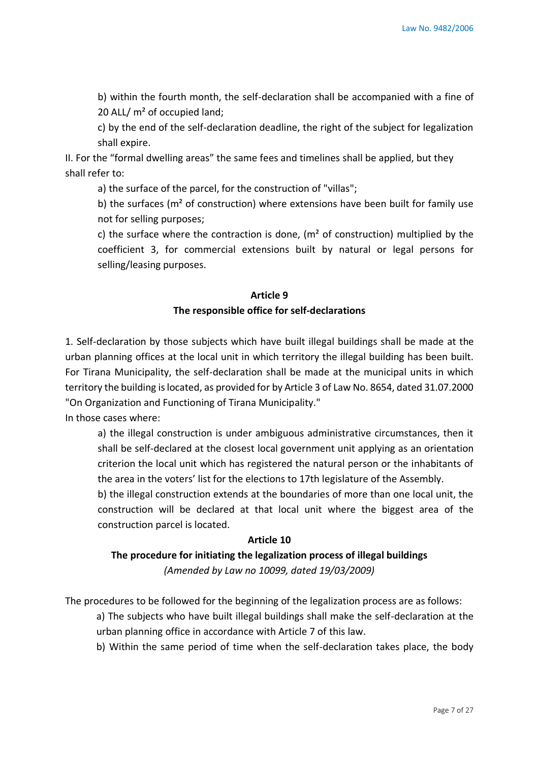b) within the fourth month, the self-declaration shall be accompanied with a fine of 20 ALL/ m² of occupied land;

c) by the end of the self-declaration deadline, the right of the subject for legalization shall expire.

II. For the "formal dwelling areas" the same fees and timelines shall be applied, but they shall refer to:

a) the surface of the parcel, for the construction of "villas";

b) the surfaces (m² of construction) where extensions have been built for family use not for selling purposes;

c) the surface where the contraction is done, (m² of construction) multiplied by the coefficient 3, for commercial extensions built by natural or legal persons for selling/leasing purposes.

## Article 9
## The responsible office for self-declarations

1. Self-declaration by those subjects which have built illegal buildings shall be made at the urban planning offices at the local unit in which territory the illegal building has been built. For Tirana Municipality, the self-declaration shall be made at the municipal units in which territory the building is located, as provided for by Article 3 of Law No. 8654, dated 31.07.2000 "On Organization and Functioning of Tirana Municipality."

In those cases where:

a) the illegal construction is under ambiguous administrative circumstances, then it shall be self-declared at the closest local government unit applying as an orientation criterion the local unit which has registered the natural person or the inhabitants of the area in the voters' list for the elections to 17th legislature of the Assembly.

b) the illegal construction extends at the boundaries of more than one local unit, the construction will be declared at that local unit where the biggest area of the construction parcel is located.

## Article 10
## The procedure for initiating the legalization process of illegal buildings

*(Amended by Law no 10099, dated 19/03/2009)*

The procedures to be followed for the beginning of the legalization process are as follows:

a) The subjects who have built illegal buildings shall make the self-declaration at the urban planning office in accordance with Article 7 of this law.

b) Within the same period of time when the self-declaration takes place, the body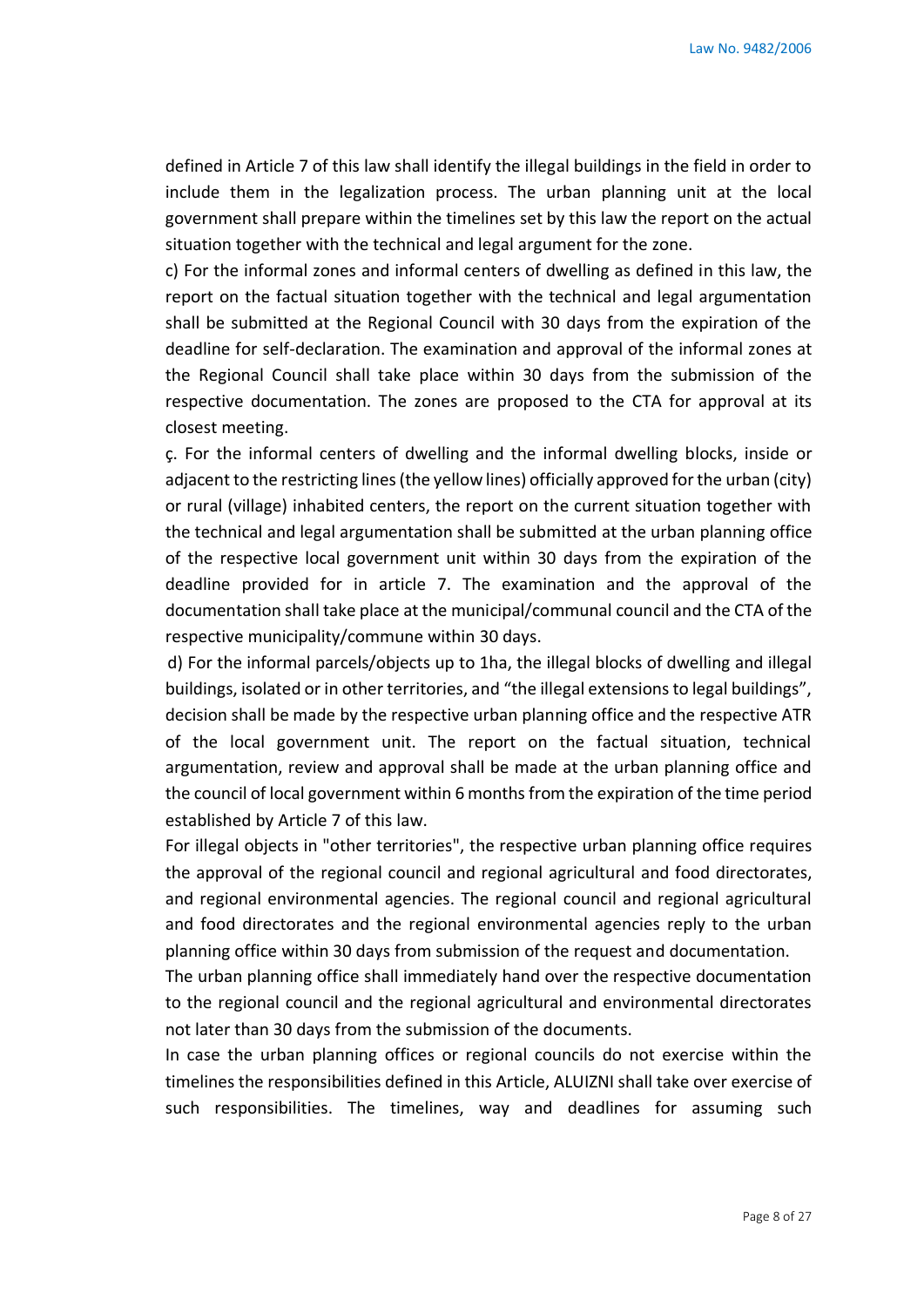defined in Article 7 of this law shall identify the illegal buildings in the field in order to include them in the legalization process. The urban planning unit at the local government shall prepare within the timelines set by this law the report on the actual situation together with the technical and legal argument for the zone.

c) For the informal zones and informal centers of dwelling as defined in this law, the report on the factual situation together with the technical and legal argumentation shall be submitted at the Regional Council with 30 days from the expiration of the deadline for self-declaration. The examination and approval of the informal zones at the Regional Council shall take place within 30 days from the submission of the respective documentation. The zones are proposed to the CTA for approval at its closest meeting.

ç. For the informal centers of dwelling and the informal dwelling blocks, inside or adjacent to the restricting lines (the yellow lines) officially approved for the urban (city) or rural (village) inhabited centers, the report on the current situation together with the technical and legal argumentation shall be submitted at the urban planning office of the respective local government unit within 30 days from the expiration of the deadline provided for in article 7. The examination and the approval of the documentation shall take place at the municipal/communal council and the CTA of the respective municipality/commune within 30 days.

d) For the informal parcels/objects up to 1ha, the illegal blocks of dwelling and illegal buildings, isolated or in other territories, and "the illegal extensions to legal buildings", decision shall be made by the respective urban planning office and the respective ATR of the local government unit. The report on the factual situation, technical argumentation, review and approval shall be made at the urban planning office and the council of local government within 6 months from the expiration of the time period established by Article 7 of this law.

For illegal objects in "other territories", the respective urban planning office requires the approval of the regional council and regional agricultural and food directorates, and regional environmental agencies. The regional council and regional agricultural and food directorates and the regional environmental agencies reply to the urban planning office within 30 days from submission of the request and documentation.

The urban planning office shall immediately hand over the respective documentation to the regional council and the regional agricultural and environmental directorates not later than 30 days from the submission of the documents.

In case the urban planning offices or regional councils do not exercise within the timelines the responsibilities defined in this Article, ALUIZNI shall take over exercise of such responsibilities. The timelines, way and deadlines for assuming such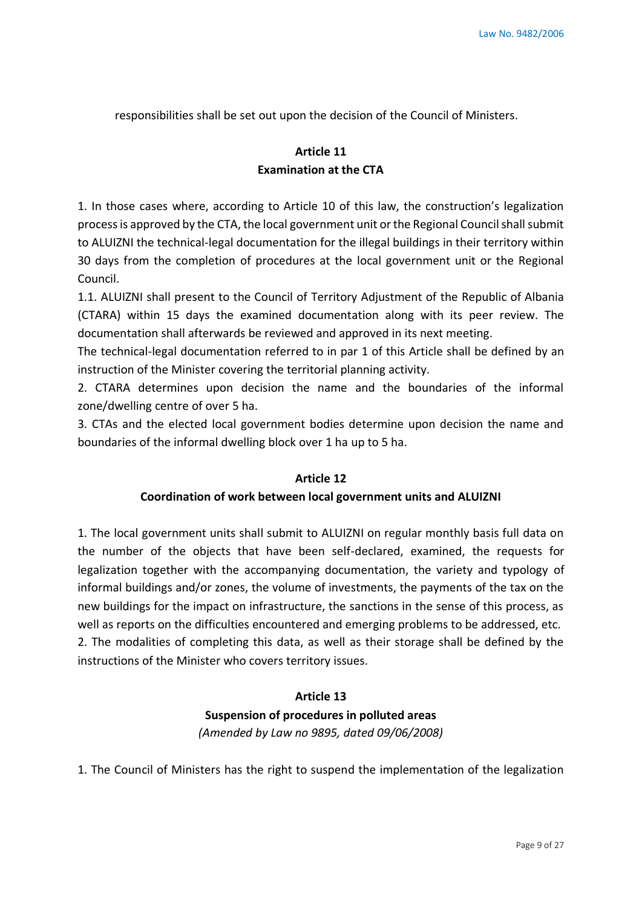responsibilities shall be set out upon the decision of the Council of Ministers.

## Article 11
## Examination at the CTA

1. In those cases where, according to Article 10 of this law, the construction's legalization process is approved by the CTA, the local government unit or the Regional Council shall submit to ALUIZNI the technical-legal documentation for the illegal buildings in their territory within 30 days from the completion of procedures at the local government unit or the Regional Council.

1.1. ALUIZNI shall present to the Council of Territory Adjustment of the Republic of Albania (CTARA) within 15 days the examined documentation along with its peer review. The documentation shall afterwards be reviewed and approved in its next meeting.

The technical-legal documentation referred to in par 1 of this Article shall be defined by an instruction of the Minister covering the territorial planning activity.

2. CTARA determines upon decision the name and the boundaries of the informal zone/dwelling centre of over 5 ha.

3. CTAs and the elected local government bodies determine upon decision the name and boundaries of the informal dwelling block over 1 ha up to 5 ha.

## Article 12
## Coordination of work between local government units and ALUIZNI

1. The local government units shall submit to ALUIZNI on regular monthly basis full data on the number of the objects that have been self-declared, examined, the requests for legalization together with the accompanying documentation, the variety and typology of informal buildings and/or zones, the volume of investments, the payments of the tax on the new buildings for the impact on infrastructure, the sanctions in the sense of this process, as well as reports on the difficulties encountered and emerging problems to be addressed, etc.

2. The modalities of completing this data, as well as their storage shall be defined by the instructions of the Minister who covers territory issues.

## Article 13
## Suspension of procedures in polluted areas

*(Amended by Law no 9895, dated 09/06/2008)*

1. The Council of Ministers has the right to suspend the implementation of the legalization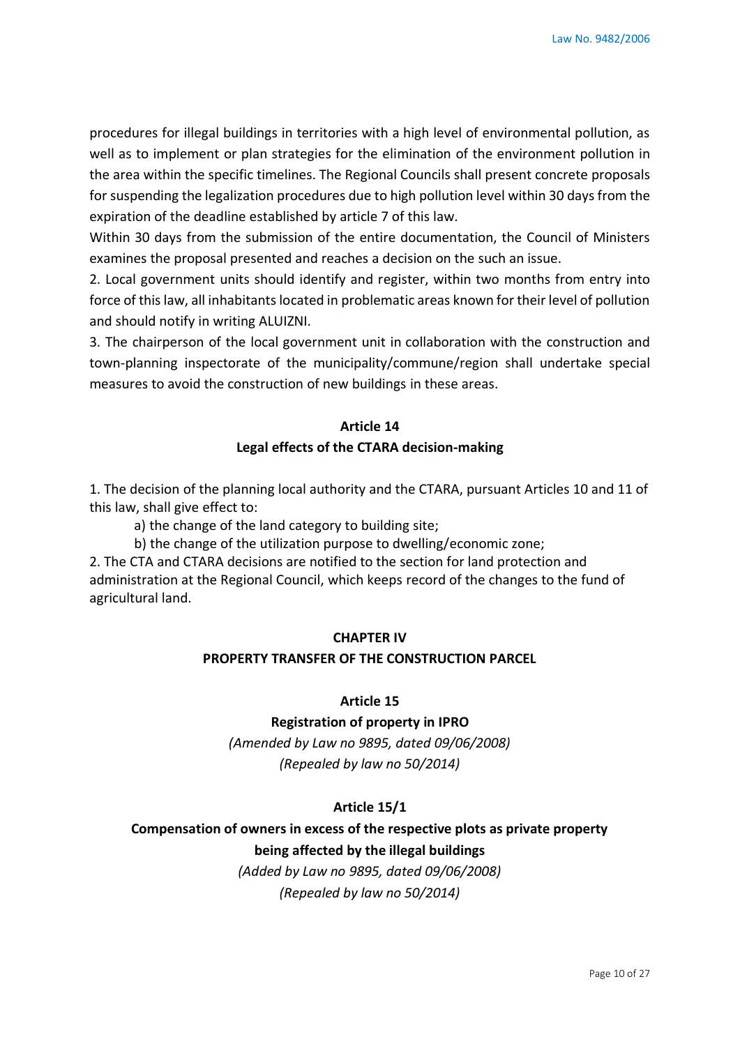procedures for illegal buildings in territories with a high level of environmental pollution, as well as to implement or plan strategies for the elimination of the environment pollution in the area within the specific timelines. The Regional Councils shall present concrete proposals for suspending the legalization procedures due to high pollution level within 30 days from the expiration of the deadline established by article 7 of this law.

Within 30 days from the submission of the entire documentation, the Council of Ministers examines the proposal presented and reaches a decision on the such an issue.

2. Local government units should identify and register, within two months from entry into force of this law, all inhabitants located in problematic areas known for their level of pollution and should notify in writing ALUIZNI.

3. The chairperson of the local government unit in collaboration with the construction and town-planning inspectorate of the municipality/commune/region shall undertake special measures to avoid the construction of new buildings in these areas.

### Article 14
### Legal effects of the CTARA decision-making

1. The decision of the planning local authority and the CTARA, pursuant Articles 10 and 11 of this law, shall give effect to:

   a) the change of the land category to building site;

   b) the change of the utilization purpose to dwelling/economic zone;

2. The CTA and CTARA decisions are notified to the section for land protection and administration at the Regional Council, which keeps record of the changes to the fund of agricultural land.

## CHAPTER IV
## PROPERTY TRANSFER OF THE CONSTRUCTION PARCEL

### Article 15
### Registration of property in IPRO

*(Amended by Law no 9895, dated 09/06/2008)*
*(Repealed by law no 50/2014)*

### Article 15/1
### Compensation of owners in excess of the respective plots as private property being affected by the illegal buildings

*(Added by Law no 9895, dated 09/06/2008)*
*(Repealed by law no 50/2014)*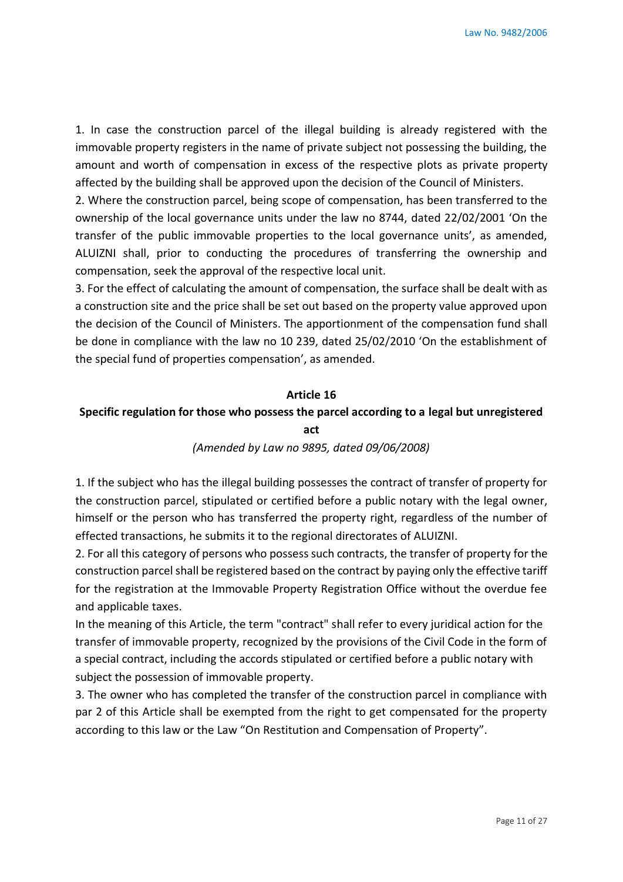1. In case the construction parcel of the illegal building is already registered with the immovable property registers in the name of private subject not possessing the building, the amount and worth of compensation in excess of the respective plots as private property affected by the building shall be approved upon the decision of the Council of Ministers.

2. Where the construction parcel, being scope of compensation, has been transferred to the ownership of the local governance units under the law no 8744, dated 22/02/2001 'On the transfer of the public immovable properties to the local governance units', as amended, ALUIZNI shall, prior to conducting the procedures of transferring the ownership and compensation, seek the approval of the respective local unit.

3. For the effect of calculating the amount of compensation, the surface shall be dealt with as a construction site and the price shall be set out based on the property value approved upon the decision of the Council of Ministers. The apportionment of the compensation fund shall be done in compliance with the law no 10 239, dated 25/02/2010 'On the establishment of the special fund of properties compensation', as amended.

## Article 16

## Specific regulation for those who possess the parcel according to a legal but unregistered act

*(Amended by Law no 9895, dated 09/06/2008)*

1. If the subject who has the illegal building possesses the contract of transfer of property for the construction parcel, stipulated or certified before a public notary with the legal owner, himself or the person who has transferred the property right, regardless of the number of effected transactions, he submits it to the regional directorates of ALUIZNI.

2. For all this category of persons who possess such contracts, the transfer of property for the construction parcel shall be registered based on the contract by paying only the effective tariff for the registration at the Immovable Property Registration Office without the overdue fee and applicable taxes.

In the meaning of this Article, the term "contract" shall refer to every juridical action for the transfer of immovable property, recognized by the provisions of the Civil Code in the form of a special contract, including the accords stipulated or certified before a public notary with subject the possession of immovable property.

3. The owner who has completed the transfer of the construction parcel in compliance with par 2 of this Article shall be exempted from the right to get compensated for the property according to this law or the Law "On Restitution and Compensation of Property".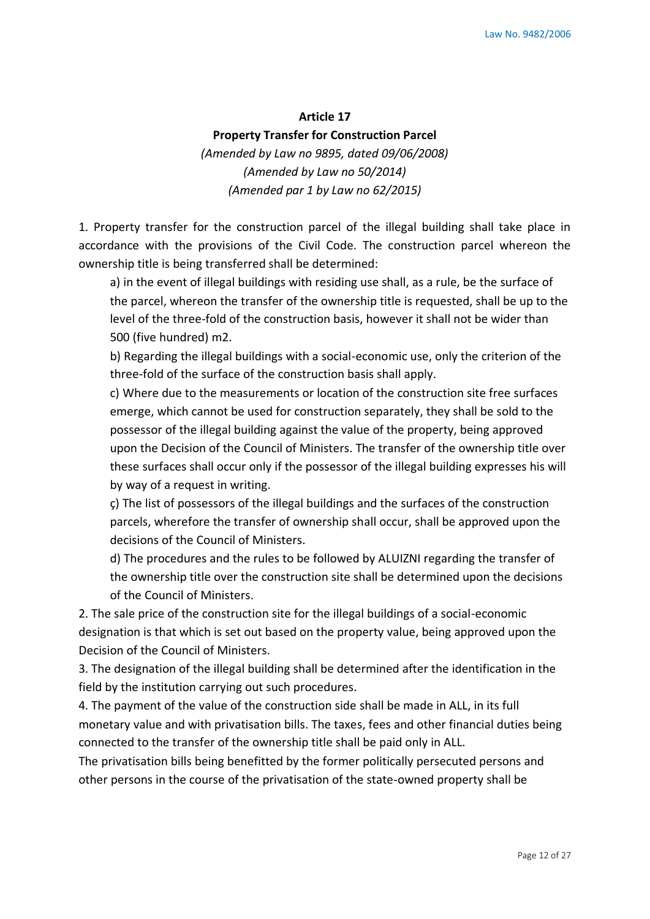**Article 17**

**Property Transfer for Construction Parcel**

*(Amended by Law no 9895, dated 09/06/2008)*
*(Amended by Law no 50/2014)*
*(Amended par 1 by Law no 62/2015)*

1. Property transfer for the construction parcel of the illegal building shall take place in accordance with the provisions of the Civil Code. The construction parcel whereon the ownership title is being transferred shall be determined:

a) in the event of illegal buildings with residing use shall, as a rule, be the surface of the parcel, whereon the transfer of the ownership title is requested, shall be up to the level of the three-fold of the construction basis, however it shall not be wider than 500 (five hundred) m2.

b) Regarding the illegal buildings with a social-economic use, only the criterion of the three-fold of the surface of the construction basis shall apply.

c) Where due to the measurements or location of the construction site free surfaces emerge, which cannot be used for construction separately, they shall be sold to the possessor of the illegal building against the value of the property, being approved upon the Decision of the Council of Ministers. The transfer of the ownership title over these surfaces shall occur only if the possessor of the illegal building expresses his will by way of a request in writing.

ç) The list of possessors of the illegal buildings and the surfaces of the construction parcels, wherefore the transfer of ownership shall occur, shall be approved upon the decisions of the Council of Ministers.

d) The procedures and the rules to be followed by ALUIZNI regarding the transfer of the ownership title over the construction site shall be determined upon the decisions of the Council of Ministers.

2. The sale price of the construction site for the illegal buildings of a social-economic designation is that which is set out based on the property value, being approved upon the Decision of the Council of Ministers.

3. The designation of the illegal building shall be determined after the identification in the field by the institution carrying out such procedures.

4. The payment of the value of the construction side shall be made in ALL, in its full monetary value and with privatisation bills. The taxes, fees and other financial duties being connected to the transfer of the ownership title shall be paid only in ALL.

The privatisation bills being benefitted by the former politically persecuted persons and other persons in the course of the privatisation of the state-owned property shall be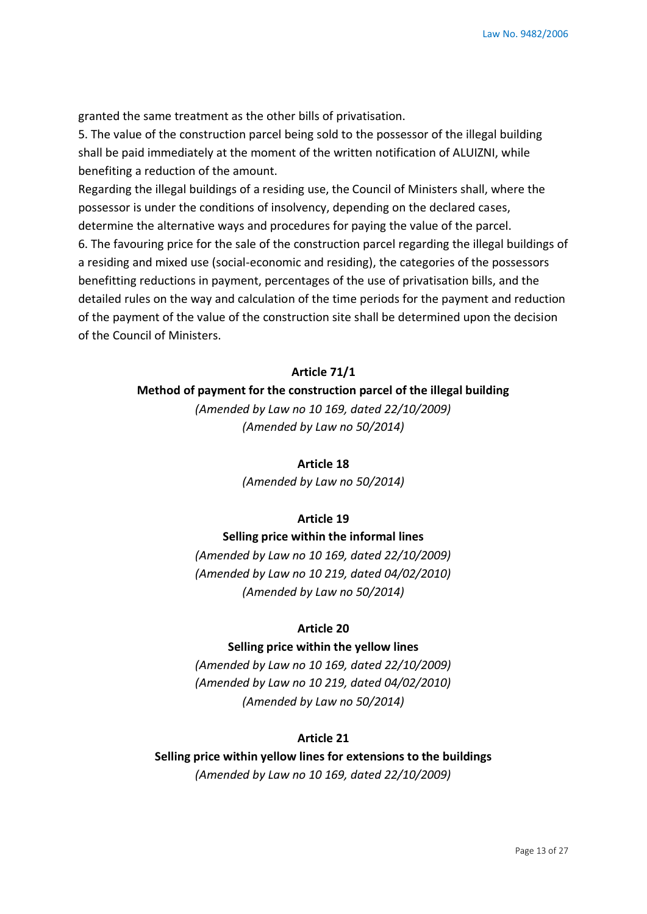granted the same treatment as the other bills of privatisation.

5. The value of the construction parcel being sold to the possessor of the illegal building shall be paid immediately at the moment of the written notification of ALUIZNI, while benefiting a reduction of the amount.

Regarding the illegal buildings of a residing use, the Council of Ministers shall, where the possessor is under the conditions of insolvency, depending on the declared cases, determine the alternative ways and procedures for paying the value of the parcel.

6. The favouring price for the sale of the construction parcel regarding the illegal buildings of a residing and mixed use (social-economic and residing), the categories of the possessors benefitting reductions in payment, percentages of the use of privatisation bills, and the detailed rules on the way and calculation of the time periods for the payment and reduction of the payment of the value of the construction site shall be determined upon the decision of the Council of Ministers.

**Article 71/1**

**Method of payment for the construction parcel of the illegal building**

*(Amended by Law no 10 169, dated 22/10/2009)*
*(Amended by Law no 50/2014)*

**Article 18**

*(Amended by Law no 50/2014)*

**Article 19**

**Selling price within the informal lines**

*(Amended by Law no 10 169, dated 22/10/2009)*
*(Amended by Law no 10 219, dated 04/02/2010)*
*(Amended by Law no 50/2014)*

**Article 20**

**Selling price within the yellow lines**

*(Amended by Law no 10 169, dated 22/10/2009)*
*(Amended by Law no 10 219, dated 04/02/2010)*
*(Amended by Law no 50/2014)*

**Article 21**

**Selling price within yellow lines for extensions to the buildings**

*(Amended by Law no 10 169, dated 22/10/2009)*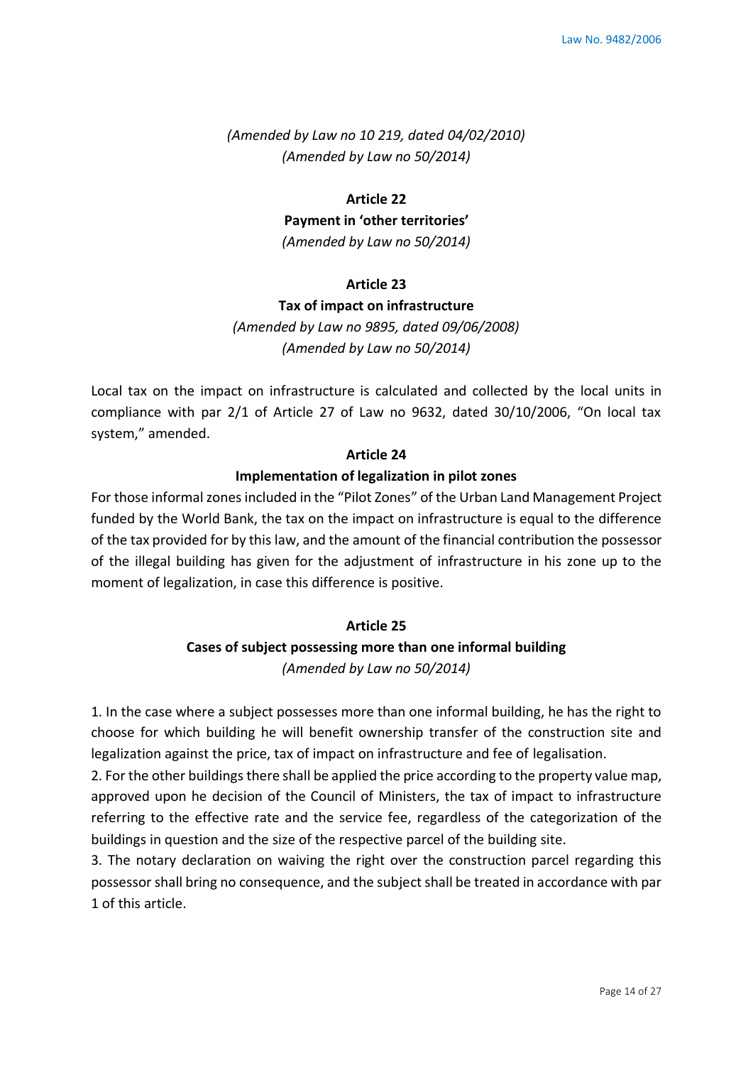*(Amended by Law no 10 219, dated 04/02/2010)*
*(Amended by Law no 50/2014)*

### Article 22
### Payment in 'other territories'
*(Amended by Law no 50/2014)*

### Article 23
### Tax of impact on infrastructure
*(Amended by Law no 9895, dated 09/06/2008)*
*(Amended by Law no 50/2014)*

Local tax on the impact on infrastructure is calculated and collected by the local units in compliance with par 2/1 of Article 27 of Law no 9632, dated 30/10/2006, "On local tax system," amended.

### Article 24
### Implementation of legalization in pilot zones

For those informal zones included in the "Pilot Zones" of the Urban Land Management Project funded by the World Bank, the tax on the impact on infrastructure is equal to the difference of the tax provided for by this law, and the amount of the financial contribution the possessor of the illegal building has given for the adjustment of infrastructure in his zone up to the moment of legalization, in case this difference is positive.

### Article 25
### Cases of subject possessing more than one informal building
*(Amended by Law no 50/2014)*

1. In the case where a subject possesses more than one informal building, he has the right to choose for which building he will benefit ownership transfer of the construction site and legalization against the price, tax of impact on infrastructure and fee of legalisation.
2. For the other buildings there shall be applied the price according to the property value map, approved upon he decision of the Council of Ministers, the tax of impact to infrastructure referring to the effective rate and the service fee, regardless of the categorization of the buildings in question and the size of the respective parcel of the building site.
3. The notary declaration on waiving the right over the construction parcel regarding this possessor shall bring no consequence, and the subject shall be treated in accordance with par 1 of this article.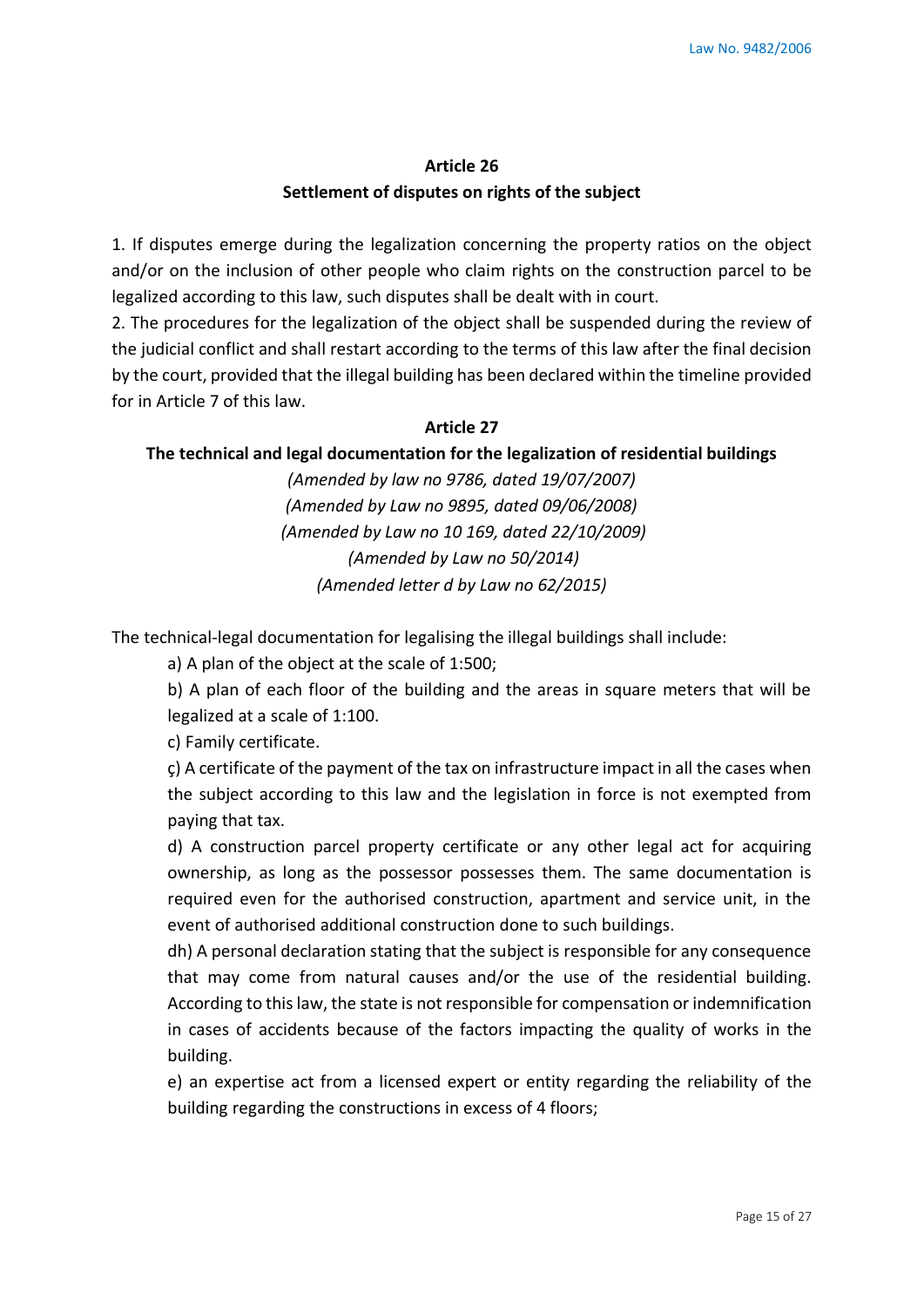## Article 26

## Settlement of disputes on rights of the subject

1. If disputes emerge during the legalization concerning the property ratios on the object and/or on the inclusion of other people who claim rights on the construction parcel to be legalized according to this law, such disputes shall be dealt with in court.
2. The procedures for the legalization of the object shall be suspended during the review of the judicial conflict and shall restart according to the terms of this law after the final decision by the court, provided that the illegal building has been declared within the timeline provided for in Article 7 of this law.

## Article 27

## The technical and legal documentation for the legalization of residential buildings

*(Amended by law no 9786, dated 19/07/2007)*
*(Amended by Law no 9895, dated 09/06/2008)*
*(Amended by Law no 10 169, dated 22/10/2009)*
*(Amended by Law no 50/2014)*
*(Amended letter d by Law no 62/2015)*

The technical-legal documentation for legalising the illegal buildings shall include:

a) A plan of the object at the scale of 1:500;

b) A plan of each floor of the building and the areas in square meters that will be legalized at a scale of 1:100.

c) Family certificate.

ç) A certificate of the payment of the tax on infrastructure impact in all the cases when the subject according to this law and the legislation in force is not exempted from paying that tax.

d) A construction parcel property certificate or any other legal act for acquiring ownership, as long as the possessor possesses them. The same documentation is required even for the authorised construction, apartment and service unit, in the event of authorised additional construction done to such buildings.

dh) A personal declaration stating that the subject is responsible for any consequence that may come from natural causes and/or the use of the residential building. According to this law, the state is not responsible for compensation or indemnification in cases of accidents because of the factors impacting the quality of works in the building.

e) an expertise act from a licensed expert or entity regarding the reliability of the building regarding the constructions in excess of 4 floors;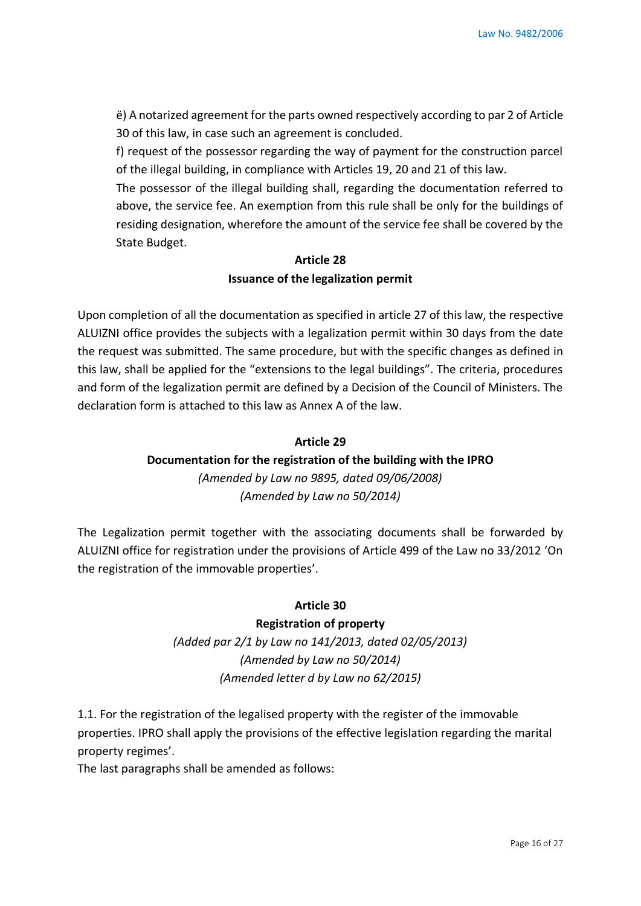ë) A notarized agreement for the parts owned respectively according to par 2 of Article 30 of this law, in case such an agreement is concluded.

f) request of the possessor regarding the way of payment for the construction parcel of the illegal building, in compliance with Articles 19, 20 and 21 of this law.

The possessor of the illegal building shall, regarding the documentation referred to above, the service fee. An exemption from this rule shall be only for the buildings of residing designation, wherefore the amount of the service fee shall be covered by the State Budget.

## Article 28

## Issuance of the legalization permit

Upon completion of all the documentation as specified in article 27 of this law, the respective ALUIZNI office provides the subjects with a legalization permit within 30 days from the date the request was submitted. The same procedure, but with the specific changes as defined in this law, shall be applied for the "extensions to the legal buildings". The criteria, procedures and form of the legalization permit are defined by a Decision of the Council of Ministers. The declaration form is attached to this law as Annex A of the law.

## Article 29

## Documentation for the registration of the building with the IPRO

*(Amended by Law no 9895, dated 09/06/2008)*

*(Amended by Law no 50/2014)*

The Legalization permit together with the associating documents shall be forwarded by ALUIZNI office for registration under the provisions of Article 499 of the Law no 33/2012 'On the registration of the immovable properties'.

## Article 30

## Registration of property

*(Added par 2/1 by Law no 141/2013, dated 02/05/2013)*

*(Amended by Law no 50/2014)*

*(Amended letter d by Law no 62/2015)*

1.1. For the registration of the legalised property with the register of the immovable properties. IPRO shall apply the provisions of the effective legislation regarding the marital property regimes'.

The last paragraphs shall be amended as follows: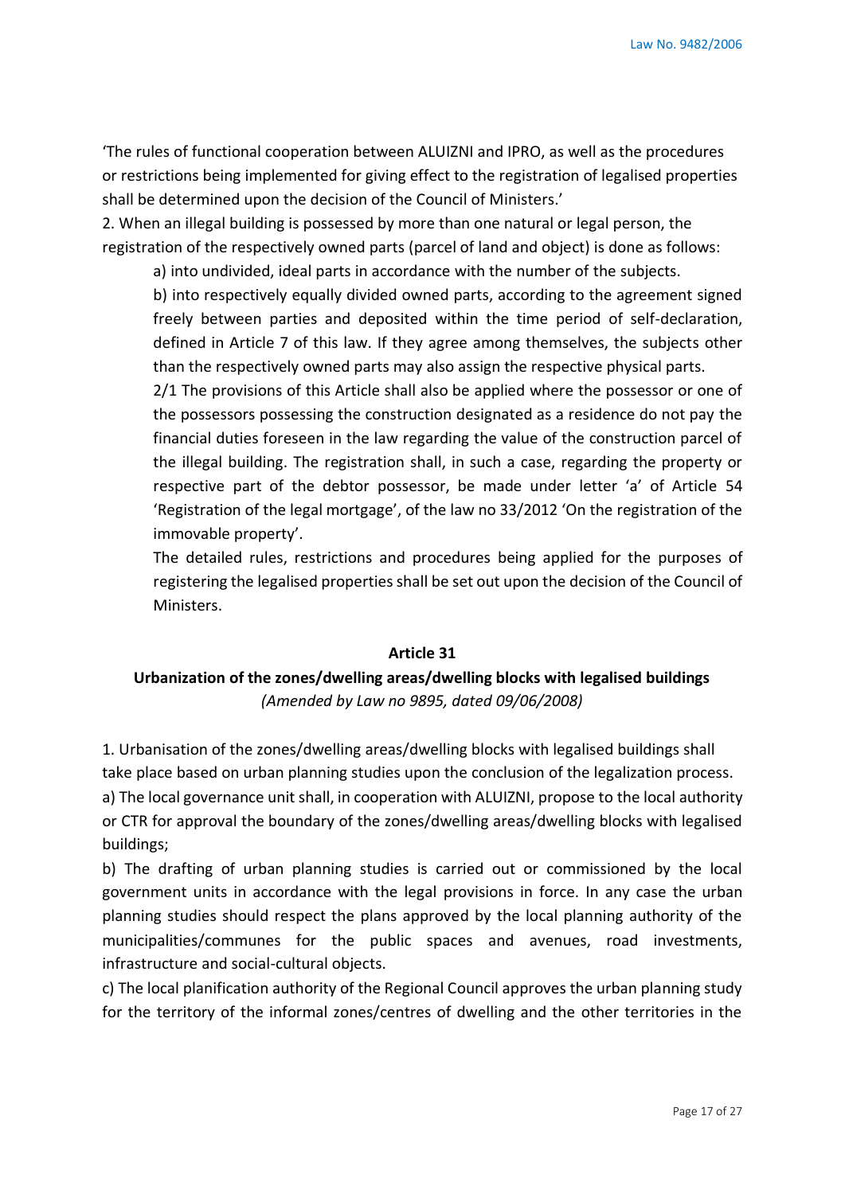'The rules of functional cooperation between ALUIZNI and IPRO, as well as the procedures or restrictions being implemented for giving effect to the registration of legalised properties shall be determined upon the decision of the Council of Ministers.'

2. When an illegal building is possessed by more than one natural or legal person, the registration of the respectively owned parts (parcel of land and object) is done as follows:

a) into undivided, ideal parts in accordance with the number of the subjects.

b) into respectively equally divided owned parts, according to the agreement signed freely between parties and deposited within the time period of self-declaration, defined in Article 7 of this law. If they agree among themselves, the subjects other than the respectively owned parts may also assign the respective physical parts.

2/1 The provisions of this Article shall also be applied where the possessor or one of the possessors possessing the construction designated as a residence do not pay the financial duties foreseen in the law regarding the value of the construction parcel of the illegal building. The registration shall, in such a case, regarding the property or respective part of the debtor possessor, be made under letter 'a' of Article 54 'Registration of the legal mortgage', of the law no 33/2012 'On the registration of the immovable property'.

The detailed rules, restrictions and procedures being applied for the purposes of registering the legalised properties shall be set out upon the decision of the Council of Ministers.

### Article 31

### Urbanization of the zones/dwelling areas/dwelling blocks with legalised buildings

*(Amended by Law no 9895, dated 09/06/2008)*

1. Urbanisation of the zones/dwelling areas/dwelling blocks with legalised buildings shall take place based on urban planning studies upon the conclusion of the legalization process.

a) The local governance unit shall, in cooperation with ALUIZNI, propose to the local authority or CTR for approval the boundary of the zones/dwelling areas/dwelling blocks with legalised buildings;

b) The drafting of urban planning studies is carried out or commissioned by the local government units in accordance with the legal provisions in force. In any case the urban planning studies should respect the plans approved by the local planning authority of the municipalities/communes for the public spaces and avenues, road investments, infrastructure and social-cultural objects.

c) The local planification authority of the Regional Council approves the urban planning study for the territory of the informal zones/centres of dwelling and the other territories in the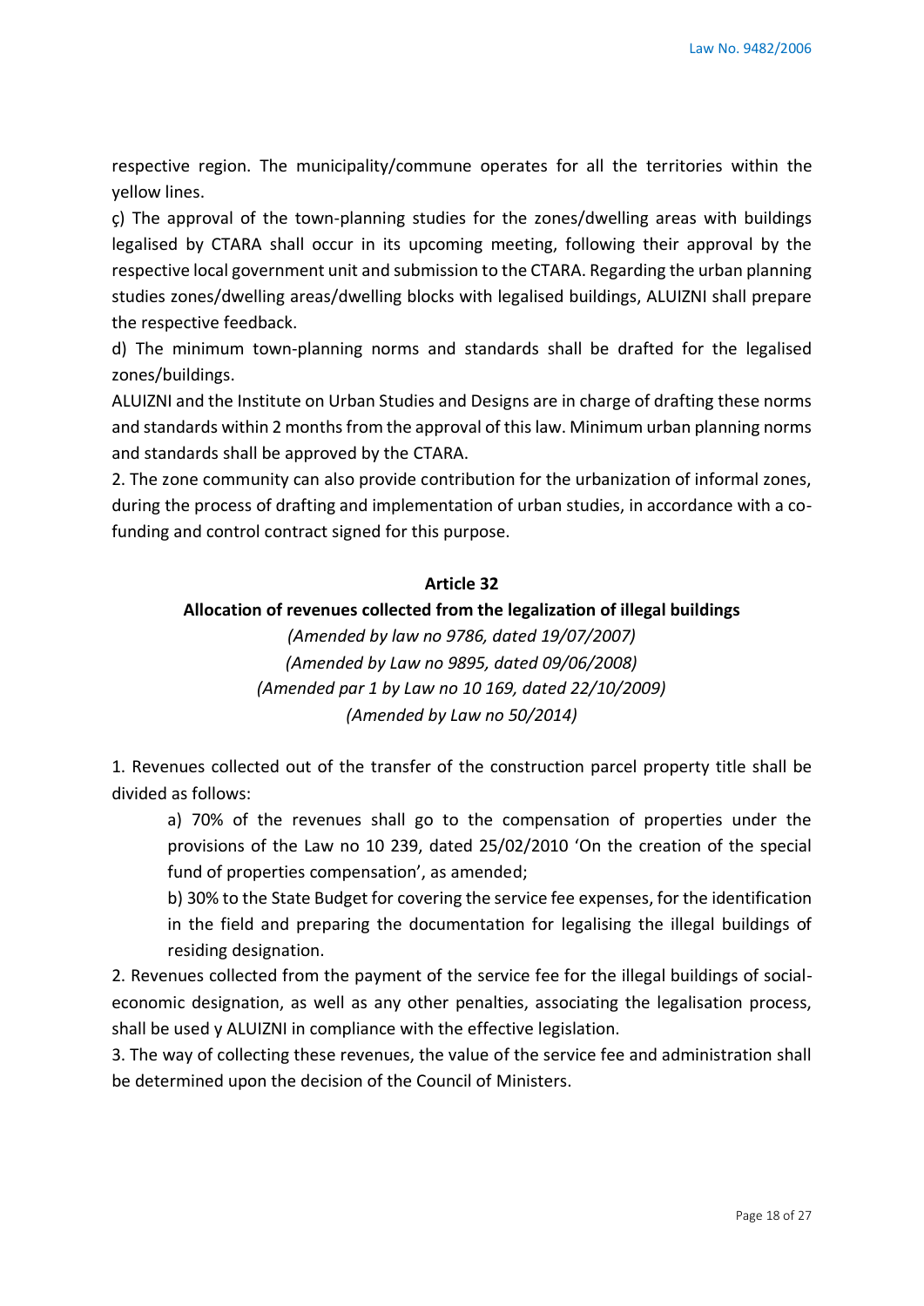respective region. The municipality/commune operates for all the territories within the yellow lines.

ç) The approval of the town-planning studies for the zones/dwelling areas with buildings legalised by CTARA shall occur in its upcoming meeting, following their approval by the respective local government unit and submission to the CTARA. Regarding the urban planning studies zones/dwelling areas/dwelling blocks with legalised buildings, ALUIZNI shall prepare the respective feedback.

d) The minimum town-planning norms and standards shall be drafted for the legalised zones/buildings.

ALUIZNI and the Institute on Urban Studies and Designs are in charge of drafting these norms and standards within 2 months from the approval of this law. Minimum urban planning norms and standards shall be approved by the CTARA.

2. The zone community can also provide contribution for the urbanization of informal zones, during the process of drafting and implementation of urban studies, in accordance with a co-funding and control contract signed for this purpose.

### Article 32

### Allocation of revenues collected from the legalization of illegal buildings

*(Amended by law no 9786, dated 19/07/2007)*
*(Amended by Law no 9895, dated 09/06/2008)*
*(Amended par 1 by Law no 10 169, dated 22/10/2009)*
*(Amended by Law no 50/2014)*

1. Revenues collected out of the transfer of the construction parcel property title shall be divided as follows:

   a) 70% of the revenues shall go to the compensation of properties under the provisions of the Law no 10 239, dated 25/02/2010 'On the creation of the special fund of properties compensation', as amended;

   b) 30% to the State Budget for covering the service fee expenses, for the identification in the field and preparing the documentation for legalising the illegal buildings of residing designation.

2. Revenues collected from the payment of the service fee for the illegal buildings of social-economic designation, as well as any other penalties, associating the legalisation process, shall be used y ALUIZNI in compliance with the effective legislation.

3. The way of collecting these revenues, the value of the service fee and administration shall be determined upon the decision of the Council of Ministers.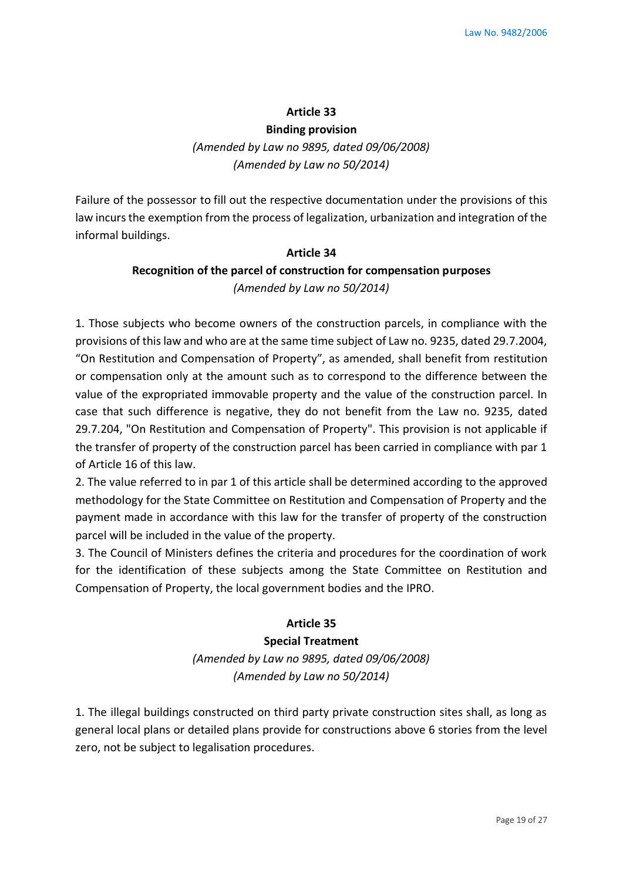## Article 33

### Binding provision

*(Amended by Law no 9895, dated 09/06/2008)*
*(Amended by Law no 50/2014)*

Failure of the possessor to fill out the respective documentation under the provisions of this law incurs the exemption from the process of legalization, urbanization and integration of the informal buildings.

## Article 34

### Recognition of the parcel of construction for compensation purposes

*(Amended by Law no 50/2014)*

1. Those subjects who become owners of the construction parcels, in compliance with the provisions of this law and who are at the same time subject of Law no. 9235, dated 29.7.2004, "On Restitution and Compensation of Property", as amended, shall benefit from restitution or compensation only at the amount such as to correspond to the difference between the value of the expropriated immovable property and the value of the construction parcel. In case that such difference is negative, they do not benefit from the Law no. 9235, dated 29.7.204, "On Restitution and Compensation of Property". This provision is not applicable if the transfer of property of the construction parcel has been carried in compliance with par 1 of Article 16 of this law.
2. The value referred to in par 1 of this article shall be determined according to the approved methodology for the State Committee on Restitution and Compensation of Property and the payment made in accordance with this law for the transfer of property of the construction parcel will be included in the value of the property.
3. The Council of Ministers defines the criteria and procedures for the coordination of work for the identification of these subjects among the State Committee on Restitution and Compensation of Property, the local government bodies and the IPRO.

## Article 35

### Special Treatment

*(Amended by Law no 9895, dated 09/06/2008)*
*(Amended by Law no 50/2014)*

1. The illegal buildings constructed on third party private construction sites shall, as long as general local plans or detailed plans provide for constructions above 6 stories from the level zero, not be subject to legalisation procedures.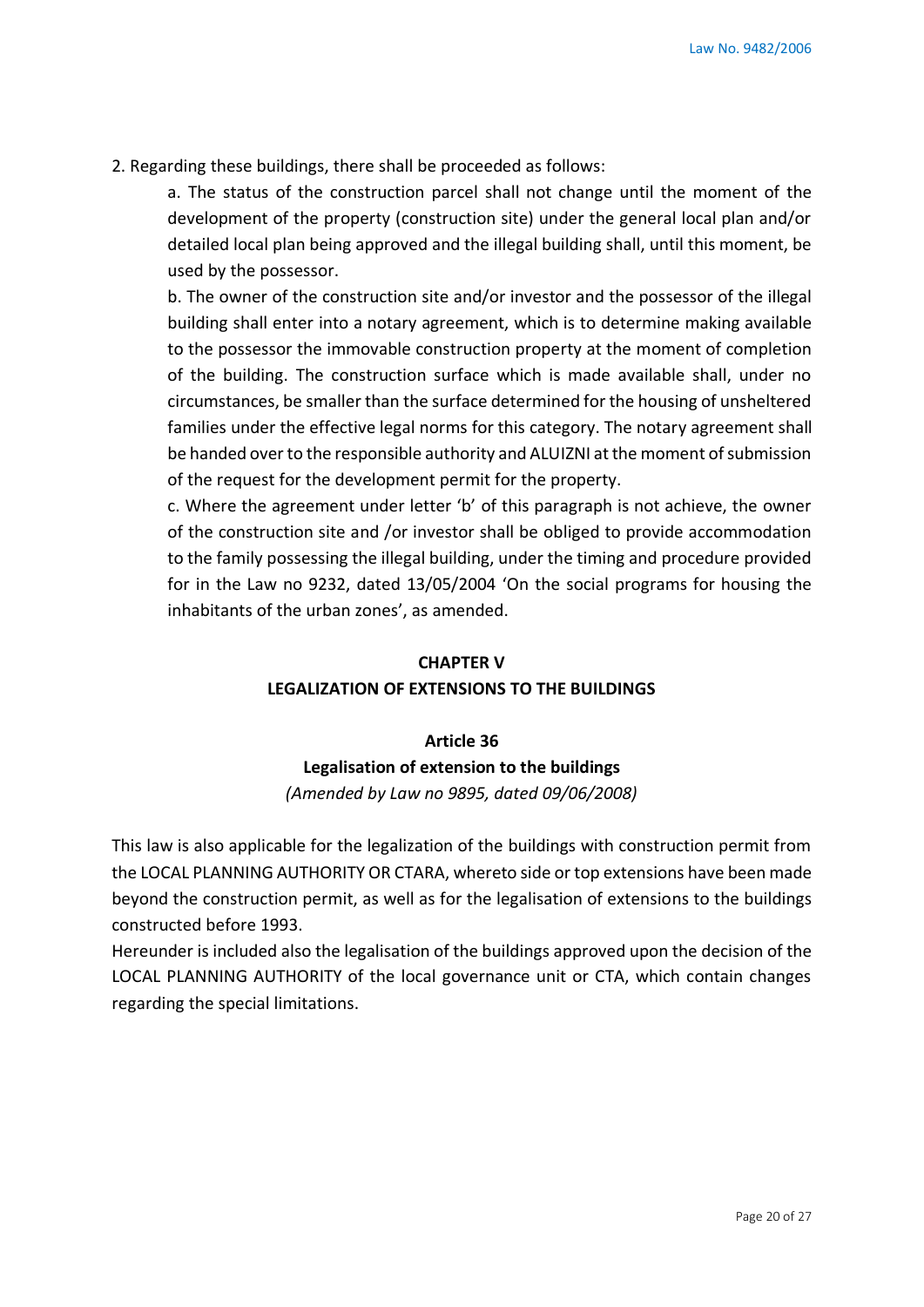2. Regarding these buildings, there shall be proceeded as follows:

a. The status of the construction parcel shall not change until the moment of the development of the property (construction site) under the general local plan and/or detailed local plan being approved and the illegal building shall, until this moment, be used by the possessor.

b. The owner of the construction site and/or investor and the possessor of the illegal building shall enter into a notary agreement, which is to determine making available to the possessor the immovable construction property at the moment of completion of the building. The construction surface which is made available shall, under no circumstances, be smaller than the surface determined for the housing of unsheltered families under the effective legal norms for this category. The notary agreement shall be handed over to the responsible authority and ALUIZNI at the moment of submission of the request for the development permit for the property.

c. Where the agreement under letter 'b' of this paragraph is not achieve, the owner of the construction site and /or investor shall be obliged to provide accommodation to the family possessing the illegal building, under the timing and procedure provided for in the Law no 9232, dated 13/05/2004 'On the social programs for housing the inhabitants of the urban zones', as amended.

## CHAPTER V
## LEGALIZATION OF EXTENSIONS TO THE BUILDINGS

### Article 36
### Legalisation of extension to the buildings

*(Amended by Law no 9895, dated 09/06/2008)*

This law is also applicable for the legalization of the buildings with construction permit from the LOCAL PLANNING AUTHORITY OR CTARA, whereto side or top extensions have been made beyond the construction permit, as well as for the legalisation of extensions to the buildings constructed before 1993.

Hereunder is included also the legalisation of the buildings approved upon the decision of the LOCAL PLANNING AUTHORITY of the local governance unit or CTA, which contain changes regarding the special limitations.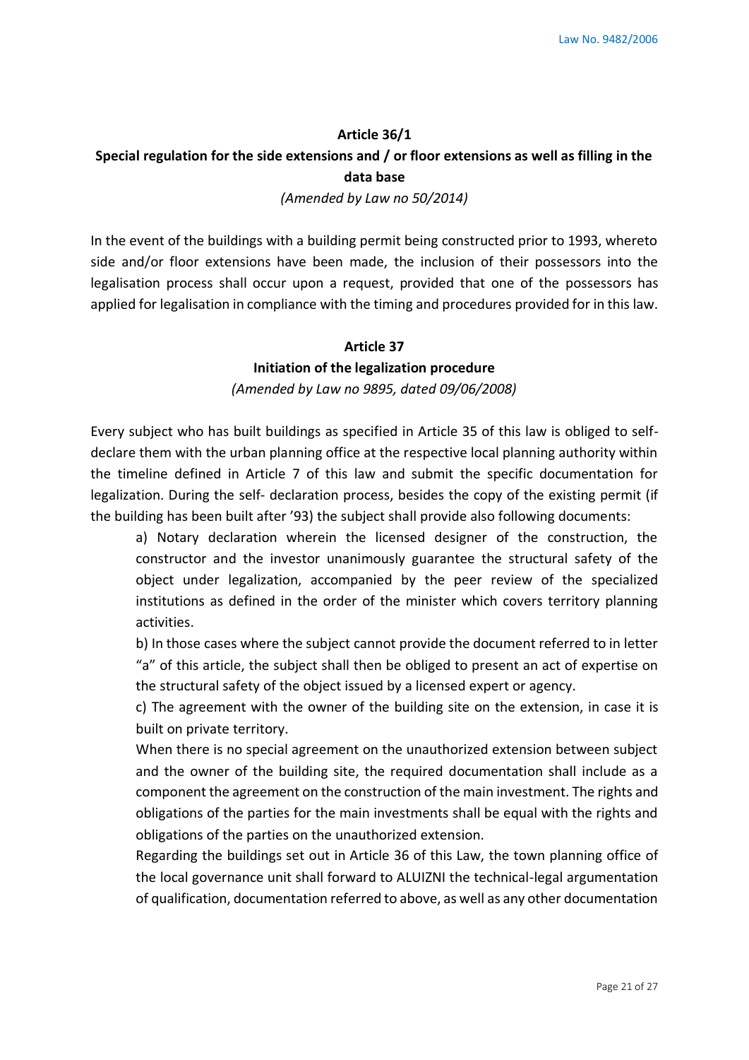## Article 36/1

## Special regulation for the side extensions and / or floor extensions as well as filling in the data base

*(Amended by Law no 50/2014)*

In the event of the buildings with a building permit being constructed prior to 1993, whereto side and/or floor extensions have been made, the inclusion of their possessors into the legalisation process shall occur upon a request, provided that one of the possessors has applied for legalisation in compliance with the timing and procedures provided for in this law.

## Article 37

## Initiation of the legalization procedure

*(Amended by Law no 9895, dated 09/06/2008)*

Every subject who has built buildings as specified in Article 35 of this law is obliged to self-declare them with the urban planning office at the respective local planning authority within the timeline defined in Article 7 of this law and submit the specific documentation for legalization. During the self- declaration process, besides the copy of the existing permit (if the building has been built after '93) the subject shall provide also following documents:

a) Notary declaration wherein the licensed designer of the construction, the constructor and the investor unanimously guarantee the structural safety of the object under legalization, accompanied by the peer review of the specialized institutions as defined in the order of the minister which covers territory planning activities.

b) In those cases where the subject cannot provide the document referred to in letter "a" of this article, the subject shall then be obliged to present an act of expertise on the structural safety of the object issued by a licensed expert or agency.

c) The agreement with the owner of the building site on the extension, in case it is built on private territory.

When there is no special agreement on the unauthorized extension between subject and the owner of the building site, the required documentation shall include as a component the agreement on the construction of the main investment. The rights and obligations of the parties for the main investments shall be equal with the rights and obligations of the parties on the unauthorized extension.

Regarding the buildings set out in Article 36 of this Law, the town planning office of the local governance unit shall forward to ALUIZNI the technical-legal argumentation of qualification, documentation referred to above, as well as any other documentation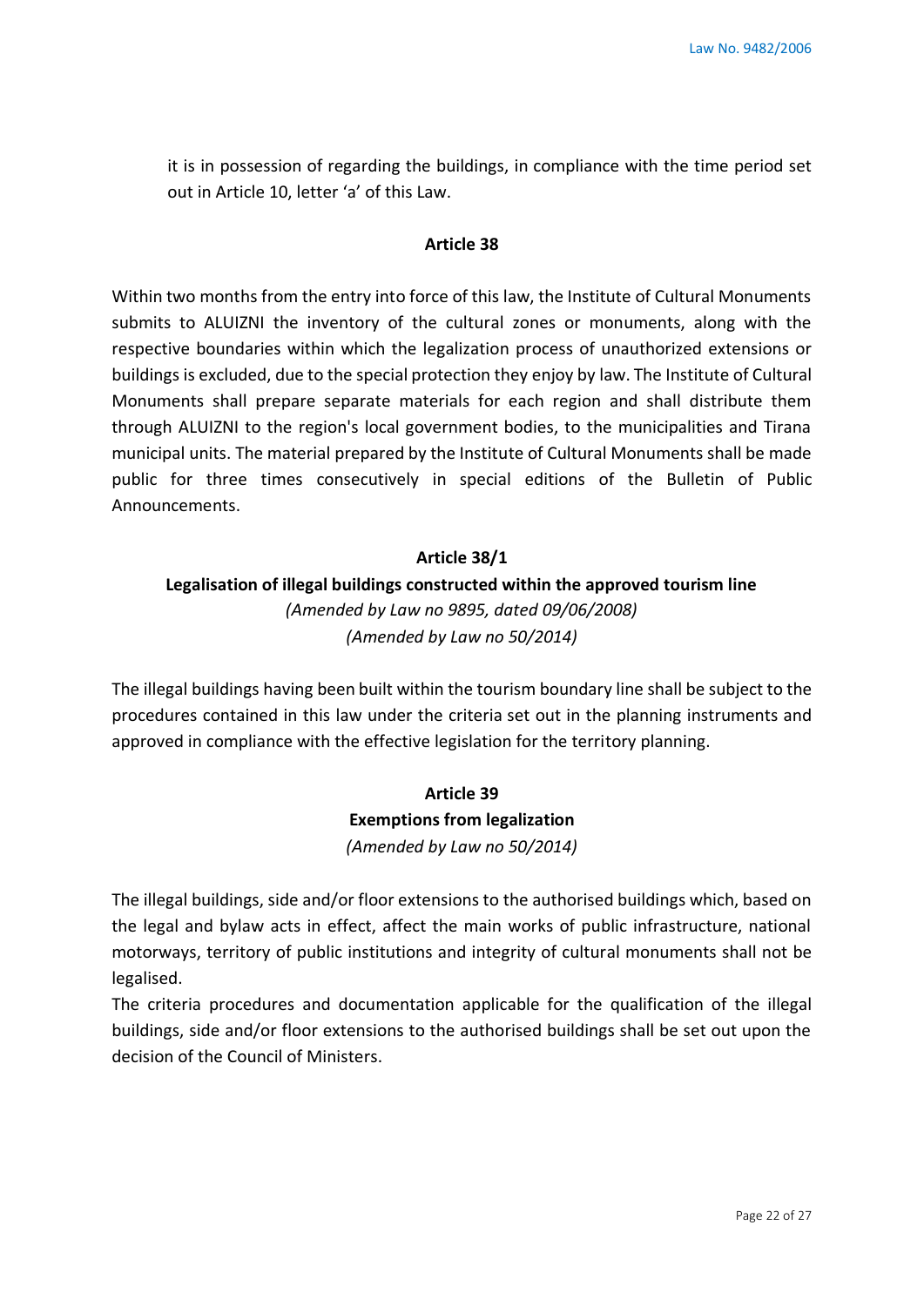it is in possession of regarding the buildings, in compliance with the time period set out in Article 10, letter 'a' of this Law.

### Article 38

Within two months from the entry into force of this law, the Institute of Cultural Monuments submits to ALUIZNI the inventory of the cultural zones or monuments, along with the respective boundaries within which the legalization process of unauthorized extensions or buildings is excluded, due to the special protection they enjoy by law. The Institute of Cultural Monuments shall prepare separate materials for each region and shall distribute them through ALUIZNI to the region's local government bodies, to the municipalities and Tirana municipal units. The material prepared by the Institute of Cultural Monuments shall be made public for three times consecutively in special editions of the Bulletin of Public Announcements.

### Article 38/1

### Legalisation of illegal buildings constructed within the approved tourism line

*(Amended by Law no 9895, dated 09/06/2008)*
*(Amended by Law no 50/2014)*

The illegal buildings having been built within the tourism boundary line shall be subject to the procedures contained in this law under the criteria set out in the planning instruments and approved in compliance with the effective legislation for the territory planning.

### Article 39

### Exemptions from legalization

*(Amended by Law no 50/2014)*

The illegal buildings, side and/or floor extensions to the authorised buildings which, based on the legal and bylaw acts in effect, affect the main works of public infrastructure, national motorways, territory of public institutions and integrity of cultural monuments shall not be legalised.

The criteria procedures and documentation applicable for the qualification of the illegal buildings, side and/or floor extensions to the authorised buildings shall be set out upon the decision of the Council of Ministers.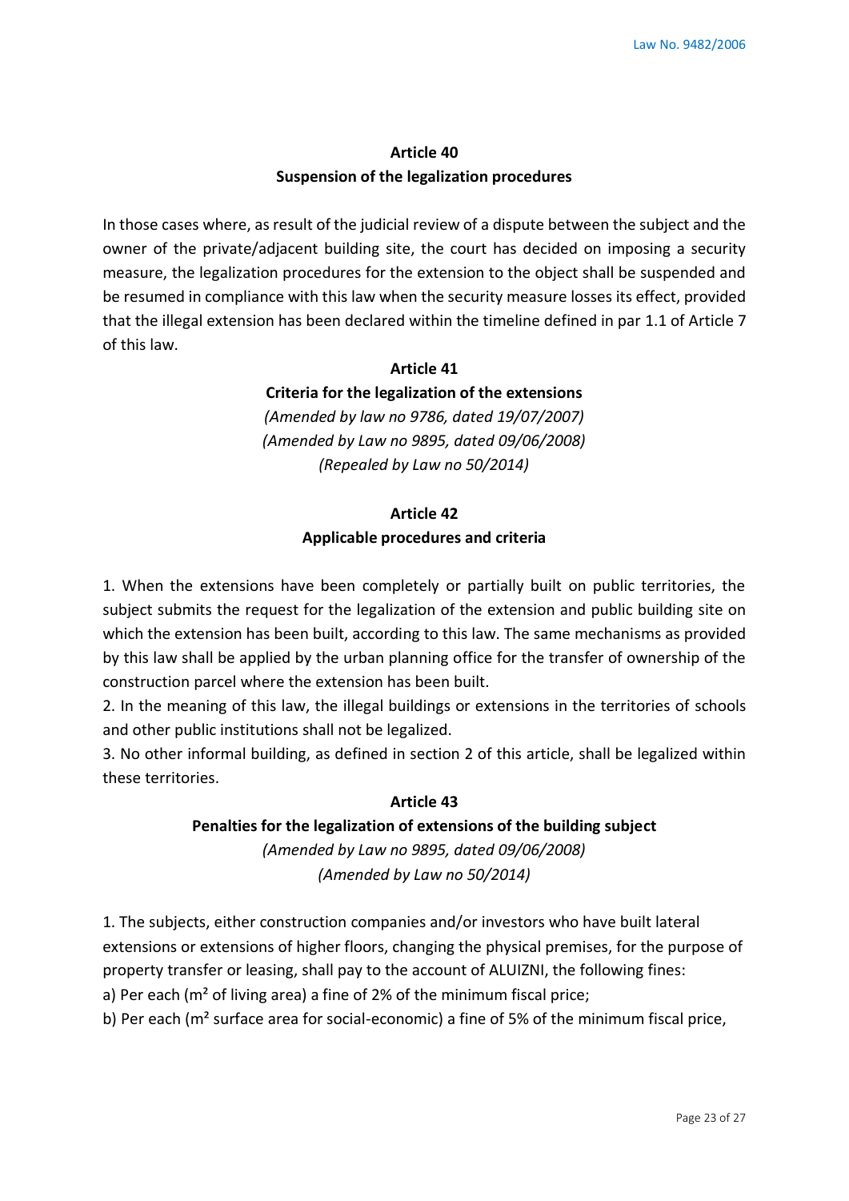## Article 40
## Suspension of the legalization procedures

In those cases where, as result of the judicial review of a dispute between the subject and the owner of the private/adjacent building site, the court has decided on imposing a security measure, the legalization procedures for the extension to the object shall be suspended and be resumed in compliance with this law when the security measure losses its effect, provided that the illegal extension has been declared within the timeline defined in par 1.1 of Article 7 of this law.

## Article 41
## Criteria for the legalization of the extensions

*(Amended by law no 9786, dated 19/07/2007)*
*(Amended by Law no 9895, dated 09/06/2008)*
*(Repealed by Law no 50/2014)*

## Article 42
## Applicable procedures and criteria

1. When the extensions have been completely or partially built on public territories, the subject submits the request for the legalization of the extension and public building site on which the extension has been built, according to this law. The same mechanisms as provided by this law shall be applied by the urban planning office for the transfer of ownership of the construction parcel where the extension has been built.
2. In the meaning of this law, the illegal buildings or extensions in the territories of schools and other public institutions shall not be legalized.
3. No other informal building, as defined in section 2 of this article, shall be legalized within these territories.

## Article 43
## Penalties for the legalization of extensions of the building subject

*(Amended by Law no 9895, dated 09/06/2008)*
*(Amended by Law no 50/2014)*

1. The subjects, either construction companies and/or investors who have built lateral extensions or extensions of higher floors, changing the physical premises, for the purpose of property transfer or leasing, shall pay to the account of ALUIZNI, the following fines:
a) Per each ($m^2$ of living area) a fine of 2% of the minimum fiscal price;
b) Per each ($m^2$ surface area for social-economic) a fine of 5% of the minimum fiscal price,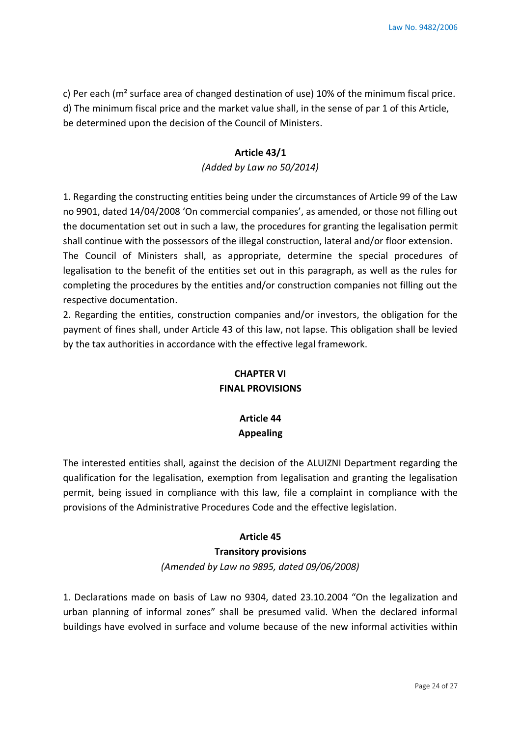c) Per each ($m^2$ surface area of changed destination of use) 10% of the minimum fiscal price.
d) The minimum fiscal price and the market value shall, in the sense of par 1 of this Article, be determined upon the decision of the Council of Ministers.

**Article 43/1**

*(Added by Law no 50/2014)*

1. Regarding the constructing entities being under the circumstances of Article 99 of the Law no 9901, dated 14/04/2008 'On commercial companies', as amended, or those not filling out the documentation set out in such a law, the procedures for granting the legalisation permit shall continue with the possessors of the illegal construction, lateral and/or floor extension. The Council of Ministers shall, as appropriate, determine the special procedures of legalisation to the benefit of the entities set out in this paragraph, as well as the rules for completing the procedures by the entities and/or construction companies not filling out the respective documentation.
2. Regarding the entities, construction companies and/or investors, the obligation for the payment of fines shall, under Article 43 of this law, not lapse. This obligation shall be levied by the tax authorities in accordance with the effective legal framework.

## CHAPTER VI
## FINAL PROVISIONS

### Article 44
### Appealing

The interested entities shall, against the decision of the ALUIZNI Department regarding the qualification for the legalisation, exemption from legalisation and granting the legalisation permit, being issued in compliance with this law, file a complaint in compliance with the provisions of the Administrative Procedures Code and the effective legislation.

### Article 45
### Transitory provisions

*(Amended by Law no 9895, dated 09/06/2008)*

1. Declarations made on basis of Law no 9304, dated 23.10.2004 "On the legalization and urban planning of informal zones" shall be presumed valid. When the declared informal buildings have evolved in surface and volume because of the new informal activities within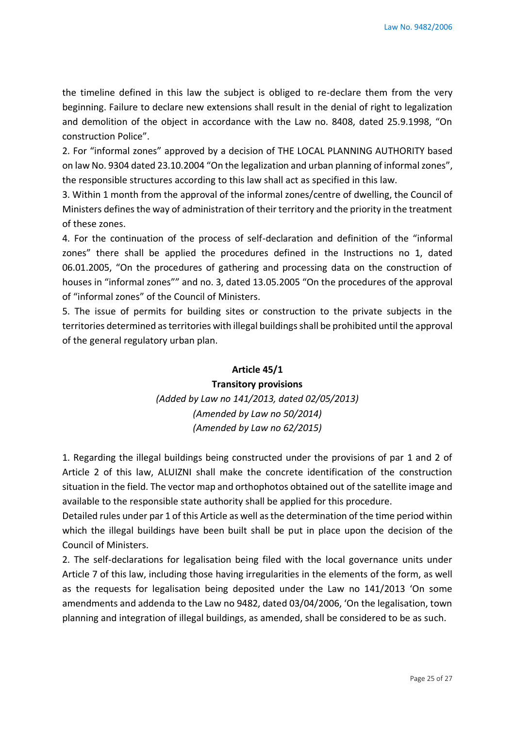the timeline defined in this law the subject is obliged to re-declare them from the very beginning. Failure to declare new extensions shall result in the denial of right to legalization and demolition of the object in accordance with the Law no. 8408, dated 25.9.1998, "On construction Police".

2. For "informal zones" approved by a decision of THE LOCAL PLANNING AUTHORITY based on law No. 9304 dated 23.10.2004 "On the legalization and urban planning of informal zones", the responsible structures according to this law shall act as specified in this law.

3. Within 1 month from the approval of the informal zones/centre of dwelling, the Council of Ministers defines the way of administration of their territory and the priority in the treatment of these zones.

4. For the continuation of the process of self-declaration and definition of the "informal zones" there shall be applied the procedures defined in the Instructions no 1, dated 06.01.2005, "On the procedures of gathering and processing data on the construction of houses in "informal zones"" and no. 3, dated 13.05.2005 "On the procedures of the approval of "informal zones" of the Council of Ministers.

5. The issue of permits for building sites or construction to the private subjects in the territories determined as territories with illegal buildings shall be prohibited until the approval of the general regulatory urban plan.

### Article 45/1

### Transitory provisions

*(Added by Law no 141/2013, dated 02/05/2013)*
*(Amended by Law no 50/2014)*
*(Amended by Law no 62/2015)*

1. Regarding the illegal buildings being constructed under the provisions of par 1 and 2 of Article 2 of this law, ALUIZNI shall make the concrete identification of the construction situation in the field. The vector map and orthophotos obtained out of the satellite image and available to the responsible state authority shall be applied for this procedure.

Detailed rules under par 1 of this Article as well as the determination of the time period within which the illegal buildings have been built shall be put in place upon the decision of the Council of Ministers.

2. The self-declarations for legalisation being filed with the local governance units under Article 7 of this law, including those having irregularities in the elements of the form, as well as the requests for legalisation being deposited under the Law no 141/2013 'On some amendments and addenda to the Law no 9482, dated 03/04/2006, 'On the legalisation, town planning and integration of illegal buildings, as amended, shall be considered to be as such.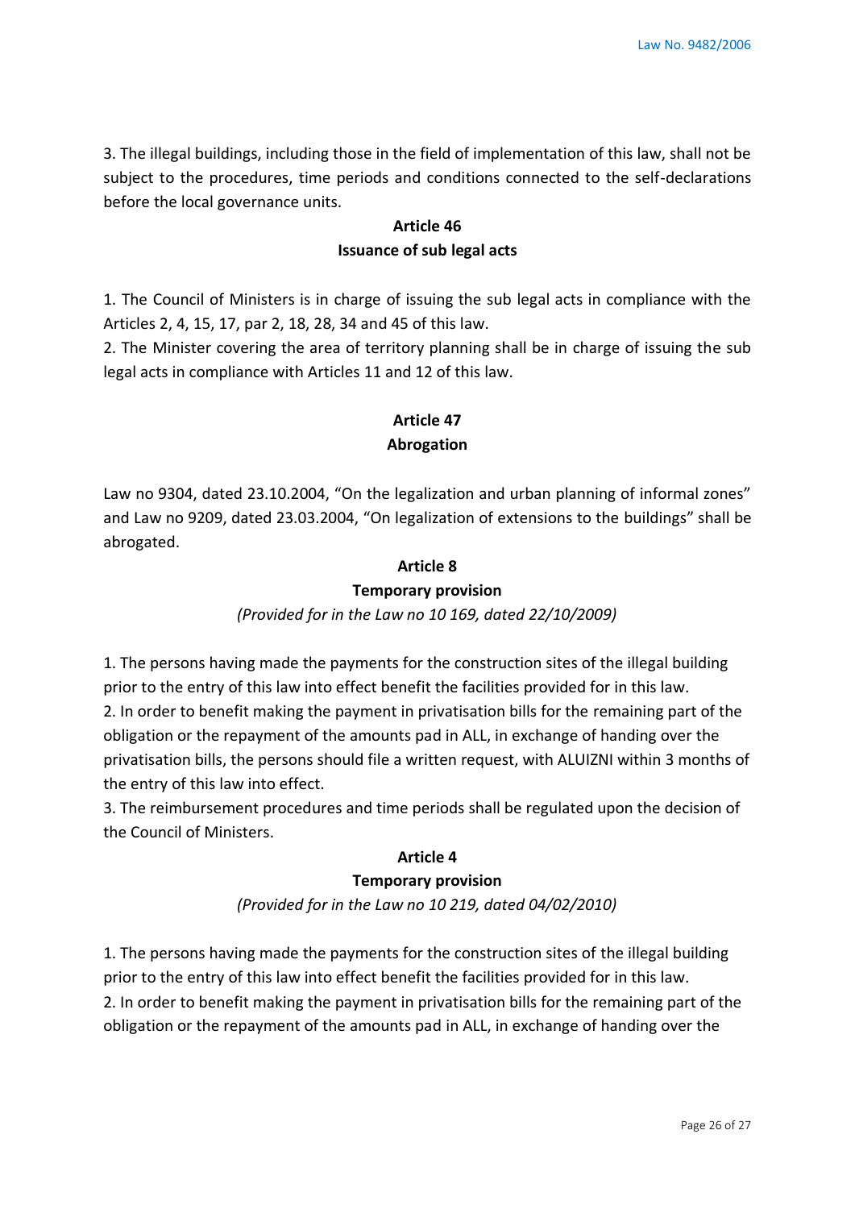3. The illegal buildings, including those in the field of implementation of this law, shall not be subject to the procedures, time periods and conditions connected to the self-declarations before the local governance units.

### Article 46
### Issuance of sub legal acts

1. The Council of Ministers is in charge of issuing the sub legal acts in compliance with the Articles 2, 4, 15, 17, par 2, 18, 28, 34 and 45 of this law.
2. The Minister covering the area of territory planning shall be in charge of issuing the sub legal acts in compliance with Articles 11 and 12 of this law.

### Article 47
### Abrogation

Law no 9304, dated 23.10.2004, "On the legalization and urban planning of informal zones" and Law no 9209, dated 23.03.2004, "On legalization of extensions to the buildings" shall be abrogated.

### Article 8
### Temporary provision

*(Provided for in the Law no 10 169, dated 22/10/2009)*

1. The persons having made the payments for the construction sites of the illegal building prior to the entry of this law into effect benefit the facilities provided for in this law.
2. In order to benefit making the payment in privatisation bills for the remaining part of the obligation or the repayment of the amounts pad in ALL, in exchange of handing over the privatisation bills, the persons should file a written request, with ALUIZNI within 3 months of the entry of this law into effect.
3. The reimbursement procedures and time periods shall be regulated upon the decision of the Council of Ministers.

### Article 4
### Temporary provision

*(Provided for in the Law no 10 219, dated 04/02/2010)*

1. The persons having made the payments for the construction sites of the illegal building prior to the entry of this law into effect benefit the facilities provided for in this law.
2. In order to benefit making the payment in privatisation bills for the remaining part of the obligation or the repayment of the amounts pad in ALL, in exchange of handing over the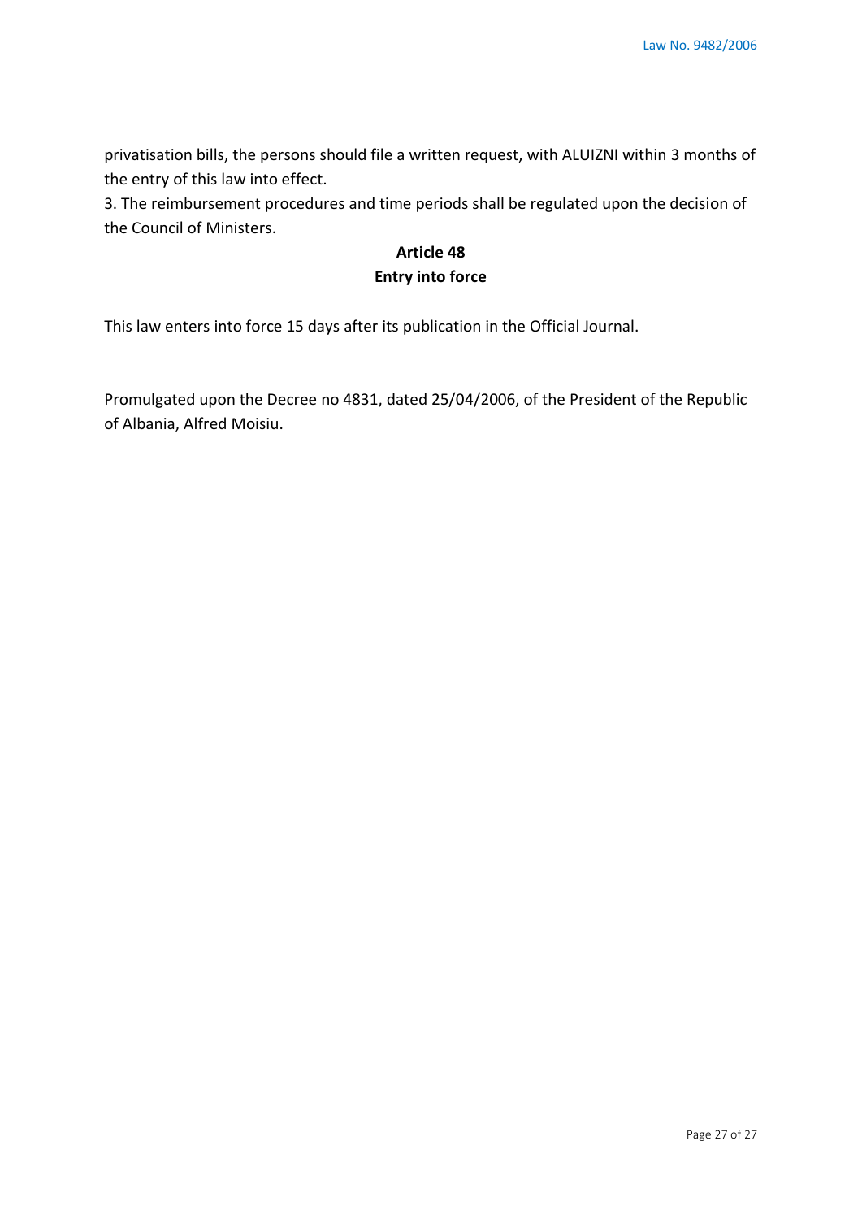privatisation bills, the persons should file a written request, with ALUIZNI within 3 months of the entry of this law into effect.

3. The reimbursement procedures and time periods shall be regulated upon the decision of the Council of Ministers.

**Article 48**
**Entry into force**

This law enters into force 15 days after its publication in the Official Journal.

Promulgated upon the Decree no 4831, dated 25/04/2006, of the President of the Republic of Albania, Alfred Moisiu.